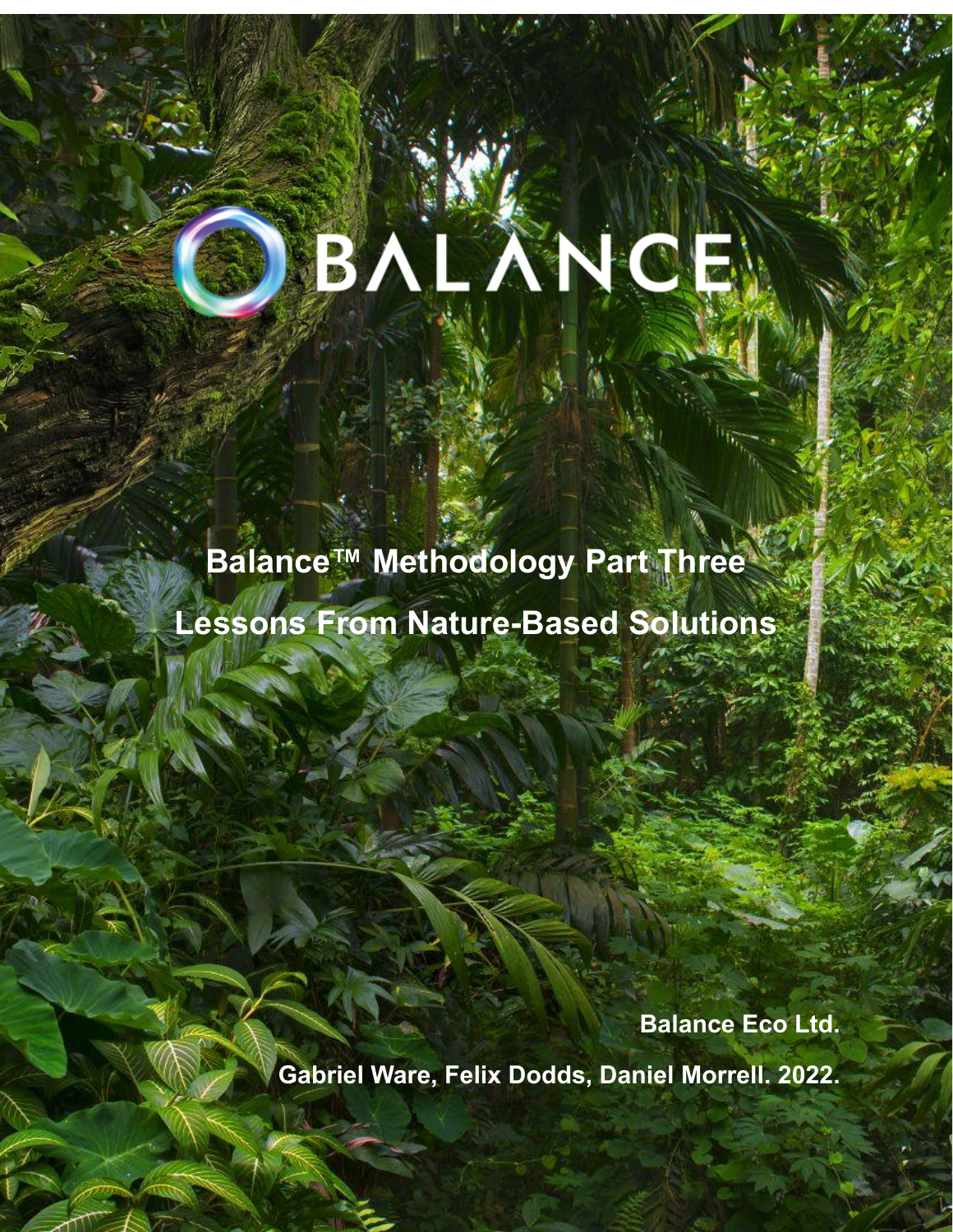BALANCE

# Balance™ Methodology Part Three

# Lessons From Nature-Based Solutions

**Balance Eco Ltd.**

**Gabriel Ware, Felix Dodds, Daniel Morrell. 2022.**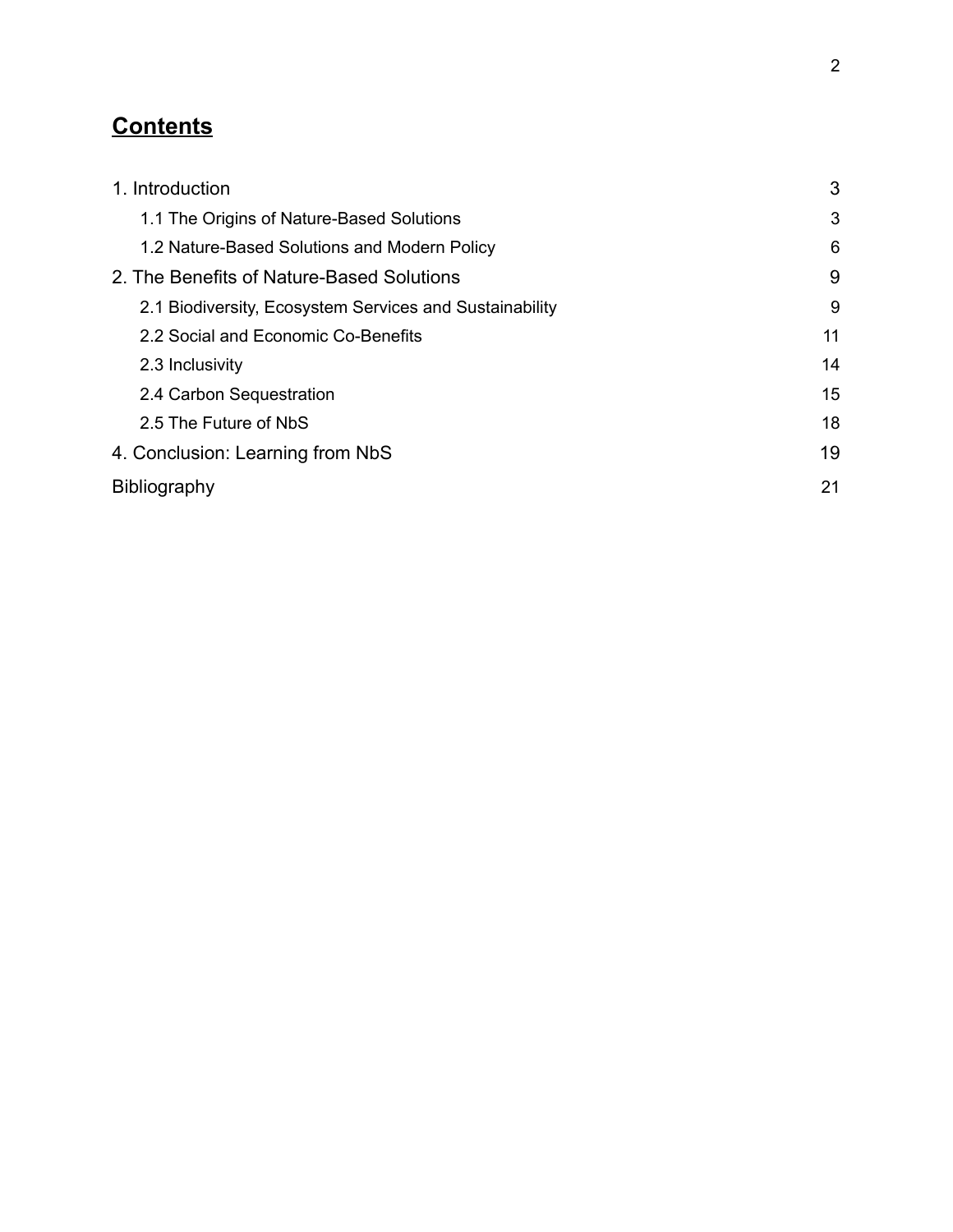# Contents

| | |
|---|---|
| 1. Introduction | 3 |
| 1.1 The Origins of Nature-Based Solutions | 3 |
| 1.2 Nature-Based Solutions and Modern Policy | 6 |
| 2. The Benefits of Nature-Based Solutions | 9 |
| 2.1 Biodiversity, Ecosystem Services and Sustainability | 9 |
| 2.2 Social and Economic Co-Benefits | 11 |
| 2.3 Inclusivity | 14 |
| 2.4 Carbon Sequestration | 15 |
| 2.5 The Future of NbS | 18 |
| 4. Conclusion: Learning from NbS | 19 |
| Bibliography | 21 |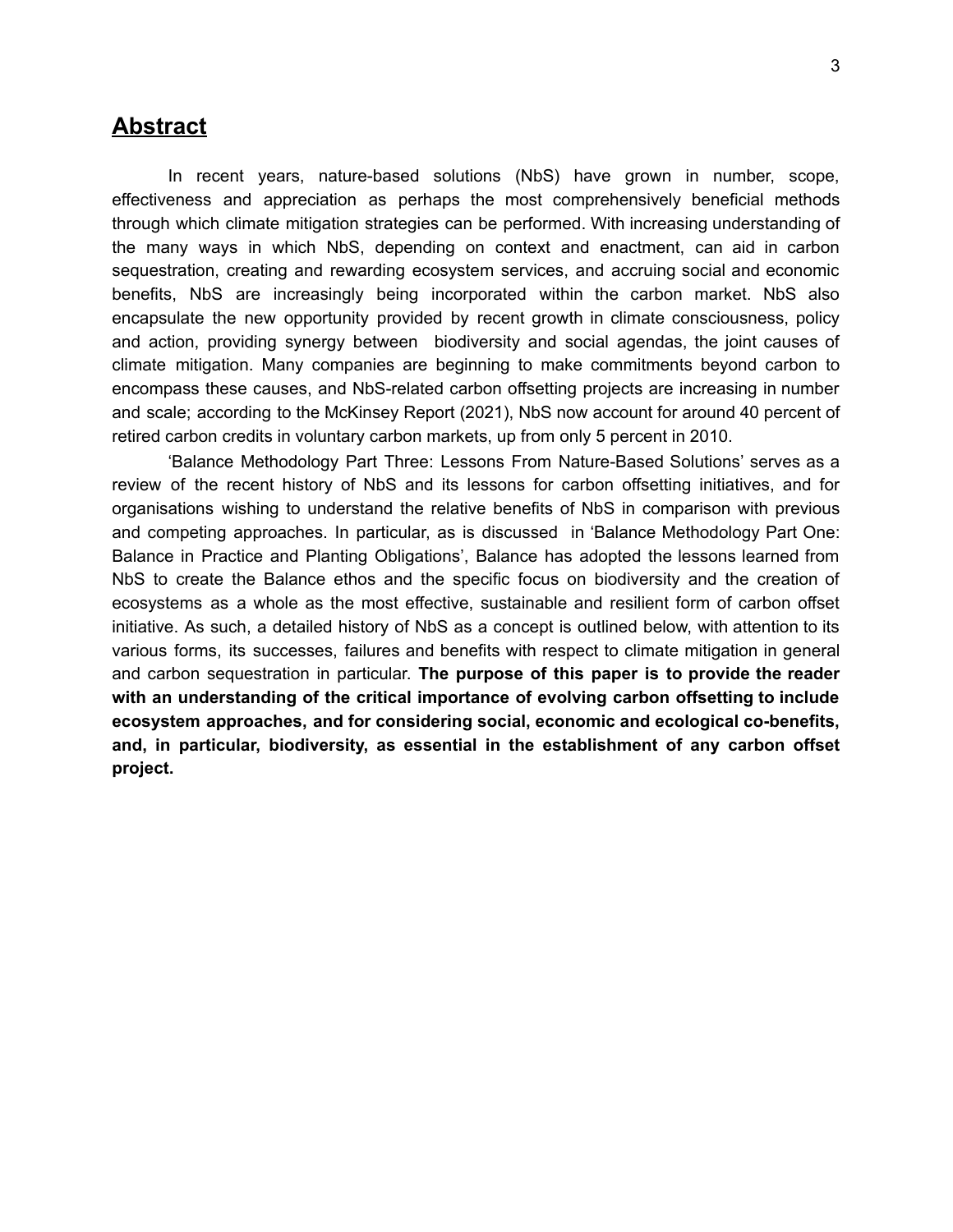## Abstract

In recent years, nature-based solutions (NbS) have grown in number, scope, effectiveness and appreciation as perhaps the most comprehensively beneficial methods through which climate mitigation strategies can be performed. With increasing understanding of the many ways in which NbS, depending on context and enactment, can aid in carbon sequestration, creating and rewarding ecosystem services, and accruing social and economic benefits, NbS are increasingly being incorporated within the carbon market. NbS also encapsulate the new opportunity provided by recent growth in climate consciousness, policy and action, providing synergy between biodiversity and social agendas, the joint causes of climate mitigation. Many companies are beginning to make commitments beyond carbon to encompass these causes, and NbS-related carbon offsetting projects are increasing in number and scale; according to the McKinsey Report (2021), NbS now account for around 40 percent of retired carbon credits in voluntary carbon markets, up from only 5 percent in 2010.

'Balance Methodology Part Three: Lessons From Nature-Based Solutions' serves as a review of the recent history of NbS and its lessons for carbon offsetting initiatives, and for organisations wishing to understand the relative benefits of NbS in comparison with previous and competing approaches. In particular, as is discussed in 'Balance Methodology Part One: Balance in Practice and Planting Obligations', Balance has adopted the lessons learned from NbS to create the Balance ethos and the specific focus on biodiversity and the creation of ecosystems as a whole as the most effective, sustainable and resilient form of carbon offset initiative. As such, a detailed history of NbS as a concept is outlined below, with attention to its various forms, its successes, failures and benefits with respect to climate mitigation in general and carbon sequestration in particular. **The purpose of this paper is to provide the reader with an understanding of the critical importance of evolving carbon offsetting to include ecosystem approaches, and for considering social, economic and ecological co-benefits, and, in particular, biodiversity, as essential in the establishment of any carbon offset project.**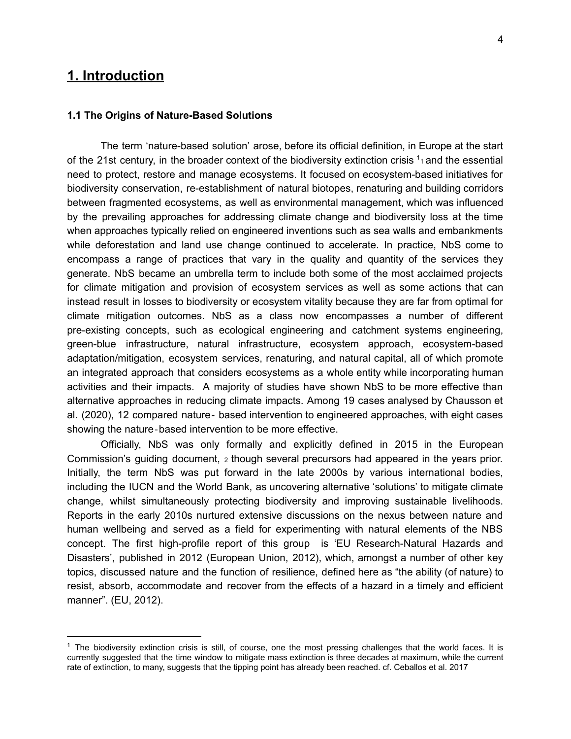## 1. Introduction

### 1.1 The Origins of Nature-Based Solutions

The term 'nature-based solution' arose, before its official definition, in Europe at the start of the 21st century, in the broader context of the biodiversity extinction crisis [1] and the essential need to protect, restore and manage ecosystems. It focused on ecosystem-based initiatives for biodiversity conservation, re-establishment of natural biotopes, renaturing and building corridors between fragmented ecosystems, as well as environmental management, which was influenced by the prevailing approaches for addressing climate change and biodiversity loss at the time when approaches typically relied on engineered inventions such as sea walls and embankments while deforestation and land use change continued to accelerate. In practice, NbS come to encompass a range of practices that vary in the quality and quantity of the services they generate. NbS became an umbrella term to include both some of the most acclaimed projects for climate mitigation and provision of ecosystem services as well as some actions that can instead result in losses to biodiversity or ecosystem vitality because they are far from optimal for climate mitigation outcomes. NbS as a class now encompasses a number of different pre-existing concepts, such as ecological engineering and catchment systems engineering, green-blue infrastructure, natural infrastructure, ecosystem approach, ecosystem-based adaptation/mitigation, ecosystem services, renaturing, and natural capital, all of which promote an integrated approach that considers ecosystems as a whole entity while incorporating human activities and their impacts. A majority of studies have shown NbS to be more effective than alternative approaches in reducing climate impacts. Among 19 cases analysed by Chausson et al. (2020), 12 compared nature- based intervention to engineered approaches, with eight cases showing the nature-based intervention to be more effective.

Officially, NbS was only formally and explicitly defined in 2015 in the European Commission's guiding document, [2] though several precursors had appeared in the years prior. Initially, the term NbS was put forward in the late 2000s by various international bodies, including the IUCN and the World Bank, as uncovering alternative 'solutions' to mitigate climate change, whilst simultaneously protecting biodiversity and improving sustainable livelihoods. Reports in the early 2010s nurtured extensive discussions on the nexus between nature and human wellbeing and served as a field for experimenting with natural elements of the NBS concept. The first high-profile report of this group is 'EU Research-Natural Hazards and Disasters', published in 2012 (European Union, 2012), which, amongst a number of other key topics, discussed nature and the function of resilience, defined here as "the ability (of nature) to resist, absorb, accommodate and recover from the effects of a hazard in a timely and efficient manner". (EU, 2012).

[1] The biodiversity extinction crisis is still, of course, one the most pressing challenges that the world faces. It is currently suggested that the time window to mitigate mass extinction is three decades at maximum, while the current rate of extinction, to many, suggests that the tipping point has already been reached. cf. Ceballos et al. 2017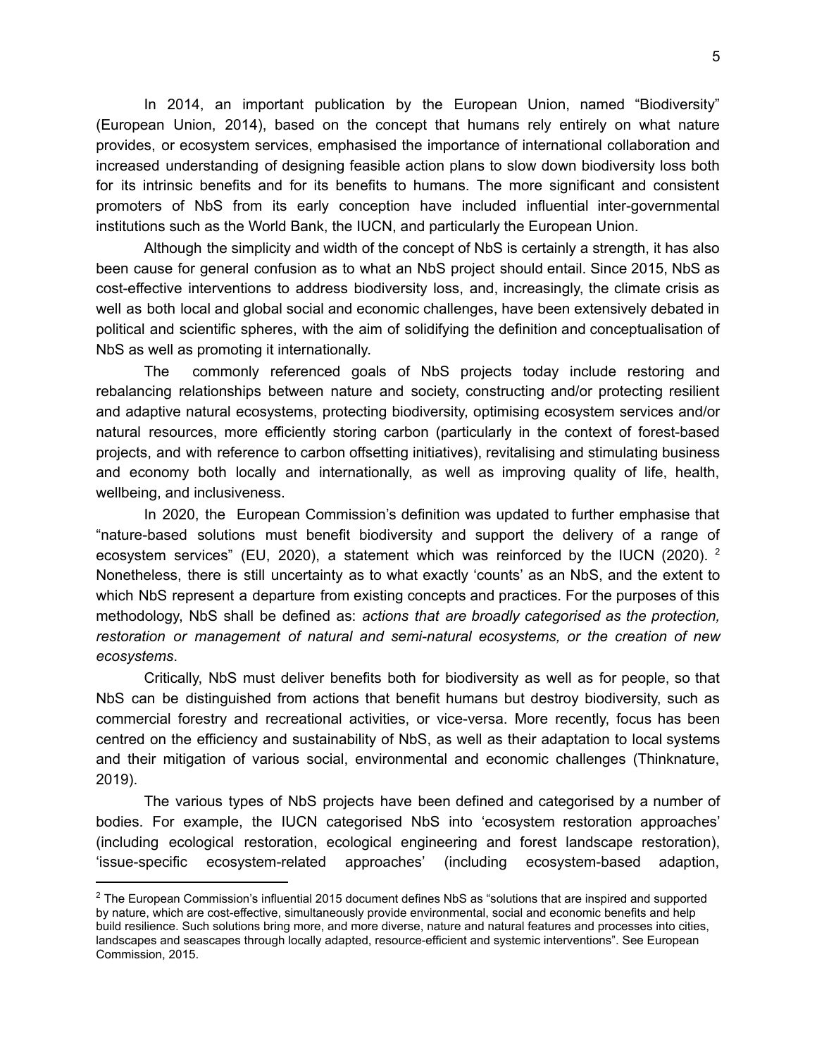In 2014, an important publication by the European Union, named "Biodiversity" (European Union, 2014), based on the concept that humans rely entirely on what nature provides, or ecosystem services, emphasised the importance of international collaboration and increased understanding of designing feasible action plans to slow down biodiversity loss both for its intrinsic benefits and for its benefits to humans. The more significant and consistent promoters of NbS from its early conception have included influential inter-governmental institutions such as the World Bank, the IUCN, and particularly the European Union.

Although the simplicity and width of the concept of NbS is certainly a strength, it has also been cause for general confusion as to what an NbS project should entail. Since 2015, NbS as cost-effective interventions to address biodiversity loss, and, increasingly, the climate crisis as well as both local and global social and economic challenges, have been extensively debated in political and scientific spheres, with the aim of solidifying the definition and conceptualisation of NbS as well as promoting it internationally.

The commonly referenced goals of NbS projects today include restoring and rebalancing relationships between nature and society, constructing and/or protecting resilient and adaptive natural ecosystems, protecting biodiversity, optimising ecosystem services and/or natural resources, more efficiently storing carbon (particularly in the context of forest-based projects, and with reference to carbon offsetting initiatives), revitalising and stimulating business and economy both locally and internationally, as well as improving quality of life, health, wellbeing, and inclusiveness.

In 2020, the European Commission's definition was updated to further emphasise that "nature-based solutions must benefit biodiversity and support the delivery of a range of ecosystem services" (EU, 2020), a statement which was reinforced by the IUCN (2020). [2] Nonetheless, there is still uncertainty as to what exactly 'counts' as an NbS, and the extent to which NbS represent a departure from existing concepts and practices. For the purposes of this methodology, NbS shall be defined as: *actions that are broadly categorised as the protection, restoration or management of natural and semi-natural ecosystems, or the creation of new ecosystems*.

Critically, NbS must deliver benefits both for biodiversity as well as for people, so that NbS can be distinguished from actions that benefit humans but destroy biodiversity, such as commercial forestry and recreational activities, or vice-versa. More recently, focus has been centred on the efficiency and sustainability of NbS, as well as their adaptation to local systems and their mitigation of various social, environmental and economic challenges (Thinknature, 2019).

The various types of NbS projects have been defined and categorised by a number of bodies. For example, the IUCN categorised NbS into 'ecosystem restoration approaches' (including ecological restoration, ecological engineering and forest landscape restoration), 'issue-specific ecosystem-related approaches' (including ecosystem-based adaption,

---

[2] The European Commission's influential 2015 document defines NbS as "solutions that are inspired and supported by nature, which are cost-effective, simultaneously provide environmental, social and economic benefits and help build resilience. Such solutions bring more, and more diverse, nature and natural features and processes into cities, landscapes and seascapes through locally adapted, resource-efficient and systemic interventions". See European Commission, 2015.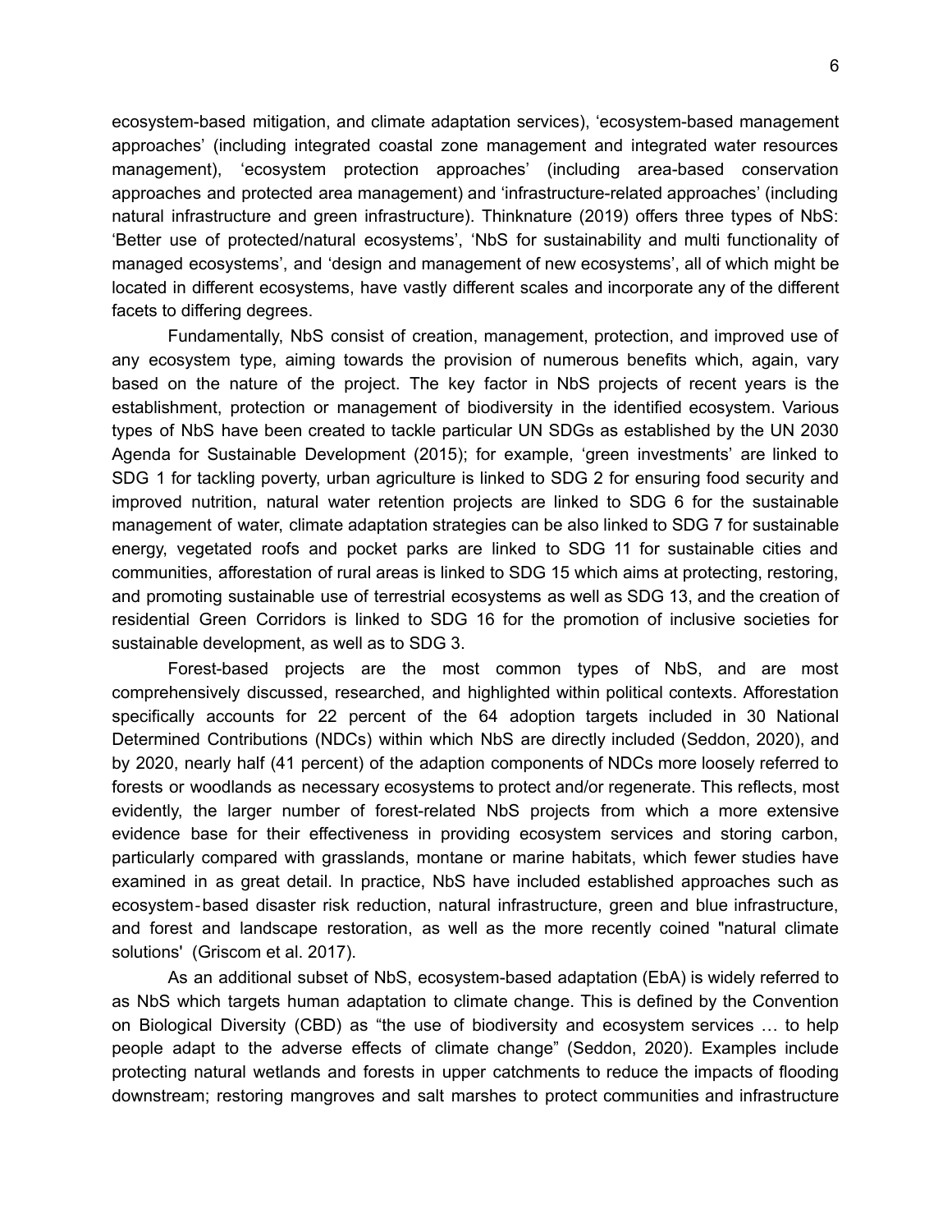ecosystem-based mitigation, and climate adaptation services), 'ecosystem-based management approaches' (including integrated coastal zone management and integrated water resources management), 'ecosystem protection approaches' (including area-based conservation approaches and protected area management) and 'infrastructure-related approaches' (including natural infrastructure and green infrastructure). Thinknature (2019) offers three types of NbS: 'Better use of protected/natural ecosystems', 'NbS for sustainability and multi functionality of managed ecosystems', and 'design and management of new ecosystems', all of which might be located in different ecosystems, have vastly different scales and incorporate any of the different facets to differing degrees.

Fundamentally, NbS consist of creation, management, protection, and improved use of any ecosystem type, aiming towards the provision of numerous benefits which, again, vary based on the nature of the project. The key factor in NbS projects of recent years is the establishment, protection or management of biodiversity in the identified ecosystem. Various types of NbS have been created to tackle particular UN SDGs as established by the UN 2030 Agenda for Sustainable Development (2015); for example, 'green investments' are linked to SDG 1 for tackling poverty, urban agriculture is linked to SDG 2 for ensuring food security and improved nutrition, natural water retention projects are linked to SDG 6 for the sustainable management of water, climate adaptation strategies can be also linked to SDG 7 for sustainable energy, vegetated roofs and pocket parks are linked to SDG 11 for sustainable cities and communities, afforestation of rural areas is linked to SDG 15 which aims at protecting, restoring, and promoting sustainable use of terrestrial ecosystems as well as SDG 13, and the creation of residential Green Corridors is linked to SDG 16 for the promotion of inclusive societies for sustainable development, as well as to SDG 3.

Forest-based projects are the most common types of NbS, and are most comprehensively discussed, researched, and highlighted within political contexts. Afforestation specifically accounts for 22 percent of the 64 adoption targets included in 30 National Determined Contributions (NDCs) within which NbS are directly included (Seddon, 2020), and by 2020, nearly half (41 percent) of the adaption components of NDCs more loosely referred to forests or woodlands as necessary ecosystems to protect and/or regenerate. This reflects, most evidently, the larger number of forest-related NbS projects from which a more extensive evidence base for their effectiveness in providing ecosystem services and storing carbon, particularly compared with grasslands, montane or marine habitats, which fewer studies have examined in as great detail. In practice, NbS have included established approaches such as ecosystem‐based disaster risk reduction, natural infrastructure, green and blue infrastructure, and forest and landscape restoration, as well as the more recently coined "natural climate solutions' (Griscom et al. 2017).

As an additional subset of NbS, ecosystem-based adaptation (EbA) is widely referred to as NbS which targets human adaptation to climate change. This is defined by the Convention on Biological Diversity (CBD) as "the use of biodiversity and ecosystem services … to help people adapt to the adverse effects of climate change" (Seddon, 2020). Examples include protecting natural wetlands and forests in upper catchments to reduce the impacts of flooding downstream; restoring mangroves and salt marshes to protect communities and infrastructure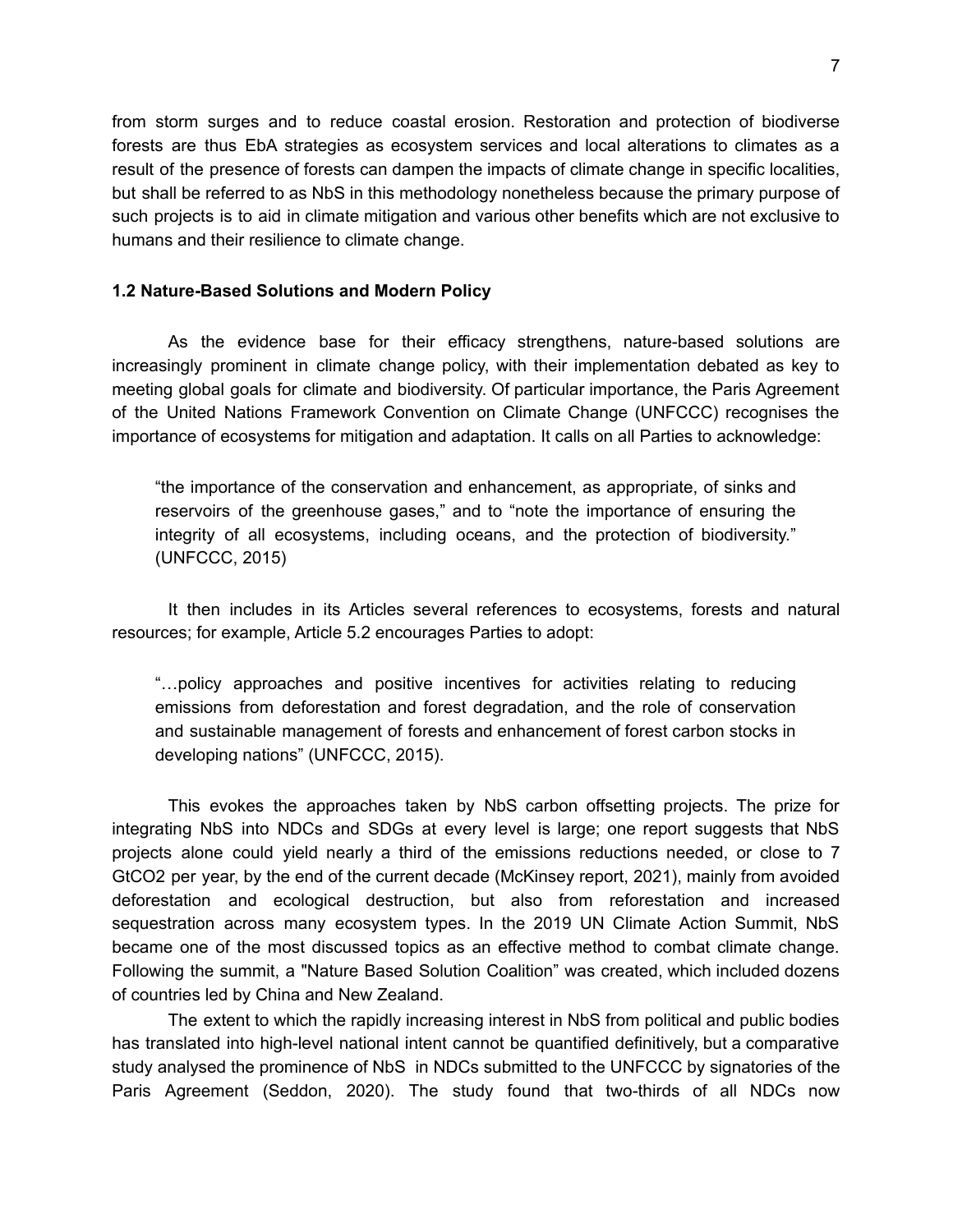from storm surges and to reduce coastal erosion. Restoration and protection of biodiverse forests are thus EbA strategies as ecosystem services and local alterations to climates as a result of the presence of forests can dampen the impacts of climate change in specific localities, but shall be referred to as NbS in this methodology nonetheless because the primary purpose of such projects is to aid in climate mitigation and various other benefits which are not exclusive to humans and their resilience to climate change.

### 1.2 Nature-Based Solutions and Modern Policy

As the evidence base for their efficacy strengthens, nature-based solutions are increasingly prominent in climate change policy, with their implementation debated as key to meeting global goals for climate and biodiversity. Of particular importance, the Paris Agreement of the United Nations Framework Convention on Climate Change (UNFCCC) recognises the importance of ecosystems for mitigation and adaptation. It calls on all Parties to acknowledge:

> "the importance of the conservation and enhancement, as appropriate, of sinks and reservoirs of the greenhouse gases," and to "note the importance of ensuring the integrity of all ecosystems, including oceans, and the protection of biodiversity." (UNFCCC, 2015)

It then includes in its Articles several references to ecosystems, forests and natural resources; for example, Article 5.2 encourages Parties to adopt:

> "…policy approaches and positive incentives for activities relating to reducing emissions from deforestation and forest degradation, and the role of conservation and sustainable management of forests and enhancement of forest carbon stocks in developing nations" (UNFCCC, 2015).

This evokes the approaches taken by NbS carbon offsetting projects. The prize for integrating NbS into NDCs and SDGs at every level is large; one report suggests that NbS projects alone could yield nearly a third of the emissions reductions needed, or close to 7 $GtCO_2$ per year, by the end of the current decade (McKinsey report, 2021), mainly from avoided deforestation and ecological destruction, but also from reforestation and increased sequestration across many ecosystem types. In the 2019 UN Climate Action Summit, NbS became one of the most discussed topics as an effective method to combat climate change. Following the summit, a "Nature Based Solution Coalition" was created, which included dozens of countries led by China and New Zealand.

The extent to which the rapidly increasing interest in NbS from political and public bodies has translated into high-level national intent cannot be quantified definitively, but a comparative study analysed the prominence of NbS in NDCs submitted to the UNFCCC by signatories of the Paris Agreement (Seddon, 2020). The study found that two-thirds of all NDCs now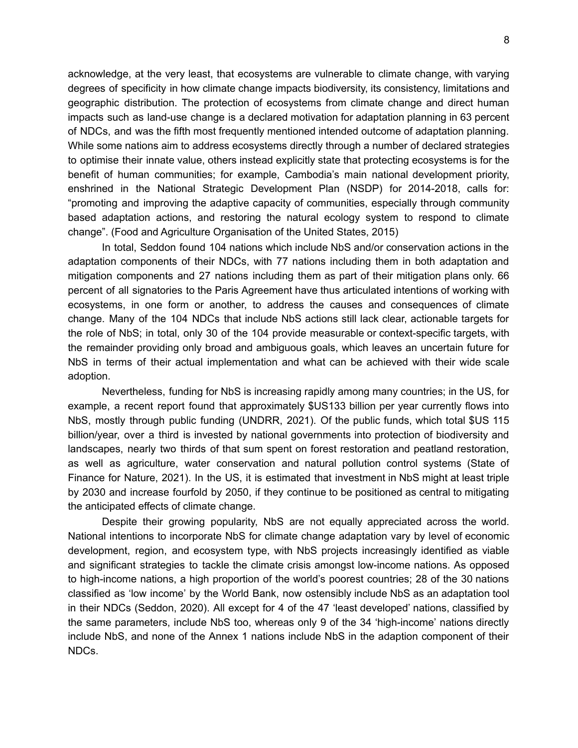acknowledge, at the very least, that ecosystems are vulnerable to climate change, with varying degrees of specificity in how climate change impacts biodiversity, its consistency, limitations and geographic distribution. The protection of ecosystems from climate change and direct human impacts such as land-use change is a declared motivation for adaptation planning in 63 percent of NDCs, and was the fifth most frequently mentioned intended outcome of adaptation planning. While some nations aim to address ecosystems directly through a number of declared strategies to optimise their innate value, others instead explicitly state that protecting ecosystems is for the benefit of human communities; for example, Cambodia's main national development priority, enshrined in the National Strategic Development Plan (NSDP) for 2014-2018, calls for: "promoting and improving the adaptive capacity of communities, especially through community based adaptation actions, and restoring the natural ecology system to respond to climate change". (Food and Agriculture Organisation of the United States, 2015)

In total, Seddon found 104 nations which include NbS and/or conservation actions in the adaptation components of their NDCs, with 77 nations including them in both adaptation and mitigation components and 27 nations including them as part of their mitigation plans only. 66 percent of all signatories to the Paris Agreement have thus articulated intentions of working with ecosystems, in one form or another, to address the causes and consequences of climate change. Many of the 104 NDCs that include NbS actions still lack clear, actionable targets for the role of NbS; in total, only 30 of the 104 provide measurable or context-specific targets, with the remainder providing only broad and ambiguous goals, which leaves an uncertain future for NbS in terms of their actual implementation and what can be achieved with their wide scale adoption.

Nevertheless, funding for NbS is increasing rapidly among many countries; in the US, for example, a recent report found that approximately $US133 billion per year currently flows into NbS, mostly through public funding (UNDRR, 2021). Of the public funds, which total $US 115 billion/year, over a third is invested by national governments into protection of biodiversity and landscapes, nearly two thirds of that sum spent on forest restoration and peatland restoration, as well as agriculture, water conservation and natural pollution control systems (State of Finance for Nature, 2021). In the US, it is estimated that investment in NbS might at least triple by 2030 and increase fourfold by 2050, if they continue to be positioned as central to mitigating the anticipated effects of climate change.

Despite their growing popularity, NbS are not equally appreciated across the world. National intentions to incorporate NbS for climate change adaptation vary by level of economic development, region, and ecosystem type, with NbS projects increasingly identified as viable and significant strategies to tackle the climate crisis amongst low-income nations. As opposed to high-income nations, a high proportion of the world's poorest countries; 28 of the 30 nations classified as 'low income' by the World Bank, now ostensibly include NbS as an adaptation tool in their NDCs (Seddon, 2020). All except for 4 of the 47 'least developed' nations, classified by the same parameters, include NbS too, whereas only 9 of the 34 'high-income' nations directly include NbS, and none of the Annex 1 nations include NbS in the adaption component of their NDCs.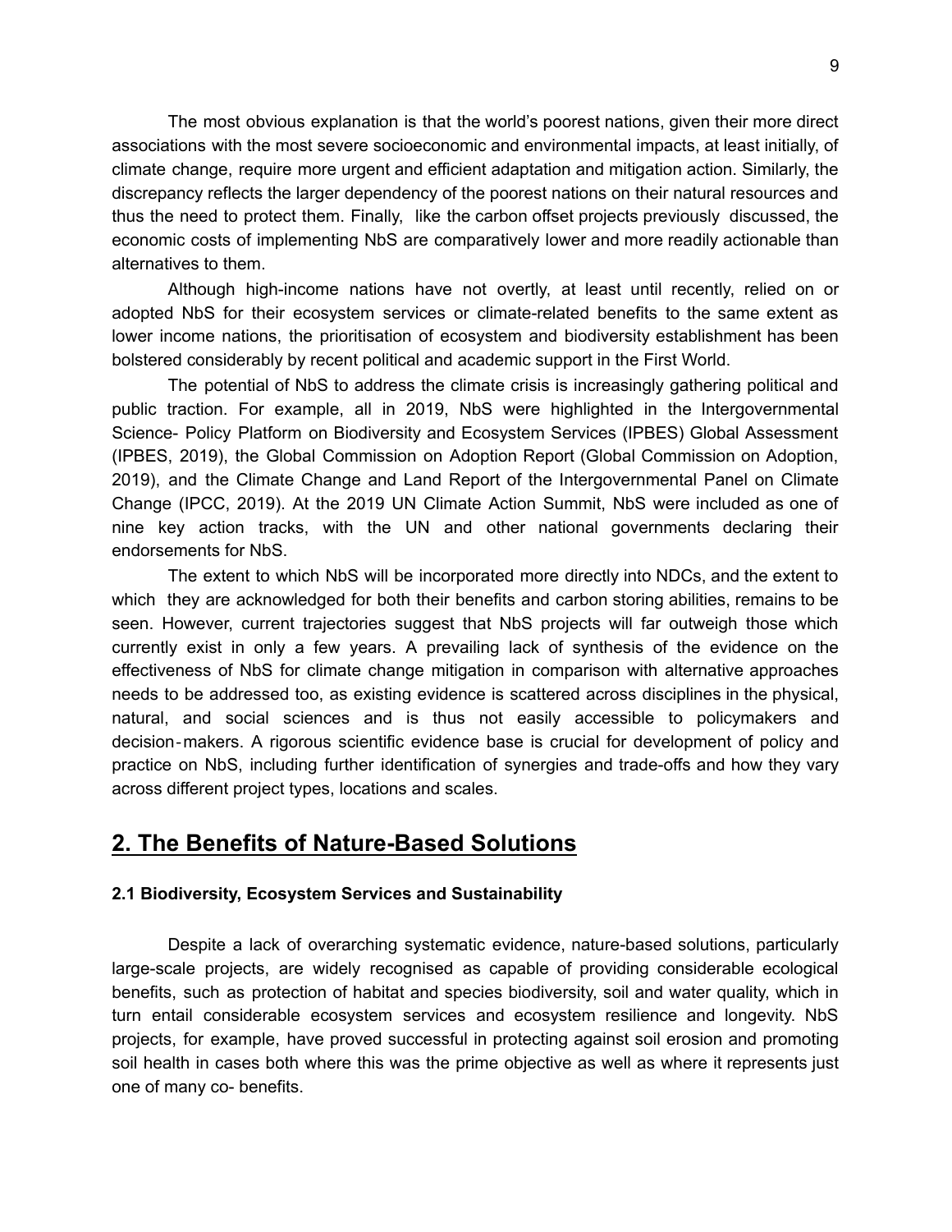The most obvious explanation is that the world's poorest nations, given their more direct associations with the most severe socioeconomic and environmental impacts, at least initially, of climate change, require more urgent and efficient adaptation and mitigation action. Similarly, the discrepancy reflects the larger dependency of the poorest nations on their natural resources and thus the need to protect them. Finally, like the carbon offset projects previously discussed, the economic costs of implementing NbS are comparatively lower and more readily actionable than alternatives to them.

Although high-income nations have not overtly, at least until recently, relied on or adopted NbS for their ecosystem services or climate-related benefits to the same extent as lower income nations, the prioritisation of ecosystem and biodiversity establishment has been bolstered considerably by recent political and academic support in the First World.

The potential of NbS to address the climate crisis is increasingly gathering political and public traction. For example, all in 2019, NbS were highlighted in the Intergovernmental Science- Policy Platform on Biodiversity and Ecosystem Services (IPBES) Global Assessment (IPBES, 2019), the Global Commission on Adoption Report (Global Commission on Adoption, 2019), and the Climate Change and Land Report of the Intergovernmental Panel on Climate Change (IPCC, 2019). At the 2019 UN Climate Action Summit, NbS were included as one of nine key action tracks, with the UN and other national governments declaring their endorsements for NbS.

The extent to which NbS will be incorporated more directly into NDCs, and the extent to which they are acknowledged for both their benefits and carbon storing abilities, remains to be seen. However, current trajectories suggest that NbS projects will far outweigh those which currently exist in only a few years. A prevailing lack of synthesis of the evidence on the effectiveness of NbS for climate change mitigation in comparison with alternative approaches needs to be addressed too, as existing evidence is scattered across disciplines in the physical, natural, and social sciences and is thus not easily accessible to policymakers and decision-makers. A rigorous scientific evidence base is crucial for development of policy and practice on NbS, including further identification of synergies and trade-offs and how they vary across different project types, locations and scales.

## 2. The Benefits of Nature-Based Solutions

### 2.1 Biodiversity, Ecosystem Services and Sustainability

Despite a lack of overarching systematic evidence, nature-based solutions, particularly large-scale projects, are widely recognised as capable of providing considerable ecological benefits, such as protection of habitat and species biodiversity, soil and water quality, which in turn entail considerable ecosystem services and ecosystem resilience and longevity. NbS projects, for example, have proved successful in protecting against soil erosion and promoting soil health in cases both where this was the prime objective as well as where it represents just one of many co- benefits.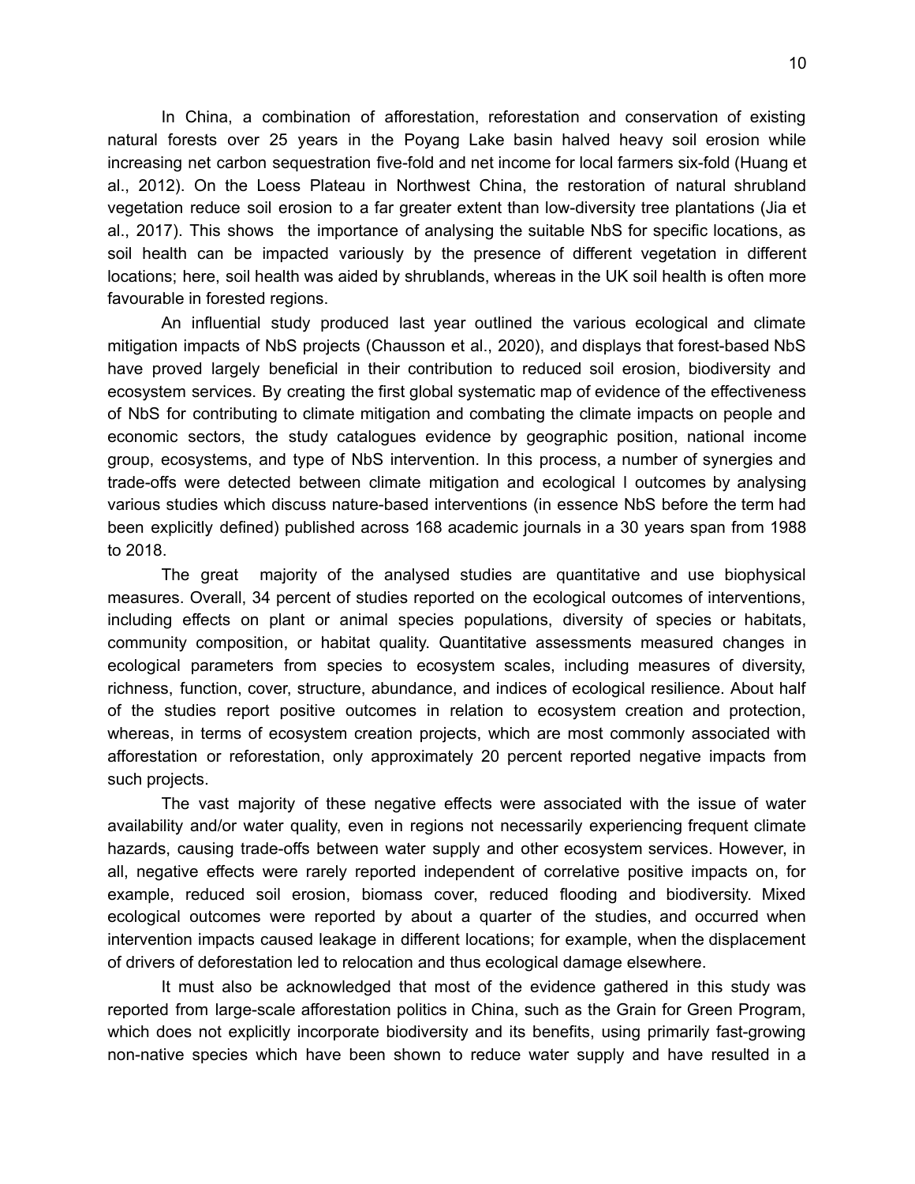In China, a combination of afforestation, reforestation and conservation of existing natural forests over 25 years in the Poyang Lake basin halved heavy soil erosion while increasing net carbon sequestration five-fold and net income for local farmers six-fold (Huang et al., 2012). On the Loess Plateau in Northwest China, the restoration of natural shrubland vegetation reduce soil erosion to a far greater extent than low-diversity tree plantations (Jia et al., 2017). This shows the importance of analysing the suitable NbS for specific locations, as soil health can be impacted variously by the presence of different vegetation in different locations; here, soil health was aided by shrublands, whereas in the UK soil health is often more favourable in forested regions.

An influential study produced last year outlined the various ecological and climate mitigation impacts of NbS projects (Chausson et al., 2020), and displays that forest-based NbS have proved largely beneficial in their contribution to reduced soil erosion, biodiversity and ecosystem services. By creating the first global systematic map of evidence of the effectiveness of NbS for contributing to climate mitigation and combating the climate impacts on people and economic sectors, the study catalogues evidence by geographic position, national income group, ecosystems, and type of NbS intervention. In this process, a number of synergies and trade-offs were detected between climate mitigation and ecological l outcomes by analysing various studies which discuss nature-based interventions (in essence NbS before the term had been explicitly defined) published across 168 academic journals in a 30 years span from 1988 to 2018.

The great majority of the analysed studies are quantitative and use biophysical measures. Overall, 34 percent of studies reported on the ecological outcomes of interventions, including effects on plant or animal species populations, diversity of species or habitats, community composition, or habitat quality. Quantitative assessments measured changes in ecological parameters from species to ecosystem scales, including measures of diversity, richness, function, cover, structure, abundance, and indices of ecological resilience. About half of the studies report positive outcomes in relation to ecosystem creation and protection, whereas, in terms of ecosystem creation projects, which are most commonly associated with afforestation or reforestation, only approximately 20 percent reported negative impacts from such projects.

The vast majority of these negative effects were associated with the issue of water availability and/or water quality, even in regions not necessarily experiencing frequent climate hazards, causing trade-offs between water supply and other ecosystem services. However, in all, negative effects were rarely reported independent of correlative positive impacts on, for example, reduced soil erosion, biomass cover, reduced flooding and biodiversity. Mixed ecological outcomes were reported by about a quarter of the studies, and occurred when intervention impacts caused leakage in different locations; for example, when the displacement of drivers of deforestation led to relocation and thus ecological damage elsewhere.

It must also be acknowledged that most of the evidence gathered in this study was reported from large-scale afforestation politics in China, such as the Grain for Green Program, which does not explicitly incorporate biodiversity and its benefits, using primarily fast-growing non-native species which have been shown to reduce water supply and have resulted in a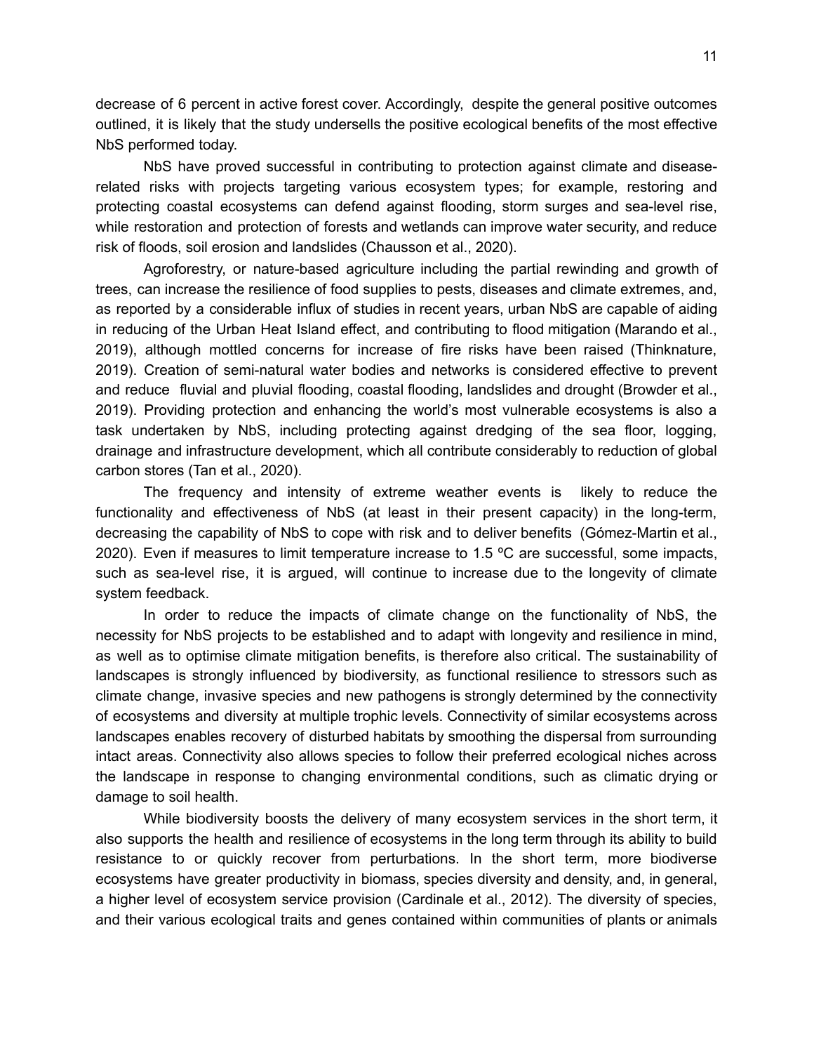decrease of 6 percent in active forest cover. Accordingly, despite the general positive outcomes outlined, it is likely that the study undersells the positive ecological benefits of the most effective NbS performed today.

NbS have proved successful in contributing to protection against climate and disease-related risks with projects targeting various ecosystem types; for example, restoring and protecting coastal ecosystems can defend against flooding, storm surges and sea-level rise, while restoration and protection of forests and wetlands can improve water security, and reduce risk of floods, soil erosion and landslides (Chausson et al., 2020).

Agroforestry, or nature-based agriculture including the partial rewinding and growth of trees, can increase the resilience of food supplies to pests, diseases and climate extremes, and, as reported by a considerable influx of studies in recent years, urban NbS are capable of aiding in reducing of the Urban Heat Island effect, and contributing to flood mitigation (Marando et al., 2019), although mottled concerns for increase of fire risks have been raised (Thinknature, 2019). Creation of semi-natural water bodies and networks is considered effective to prevent and reduce fluvial and pluvial flooding, coastal flooding, landslides and drought (Browder et al., 2019). Providing protection and enhancing the world's most vulnerable ecosystems is also a task undertaken by NbS, including protecting against dredging of the sea floor, logging, drainage and infrastructure development, which all contribute considerably to reduction of global carbon stores (Tan et al., 2020).

The frequency and intensity of extreme weather events is likely to reduce the functionality and effectiveness of NbS (at least in their present capacity) in the long-term, decreasing the capability of NbS to cope with risk and to deliver benefits (Gómez-Martin et al., 2020). Even if measures to limit temperature increase to 1.5 ºC are successful, some impacts, such as sea-level rise, it is argued, will continue to increase due to the longevity of climate system feedback.

In order to reduce the impacts of climate change on the functionality of NbS, the necessity for NbS projects to be established and to adapt with longevity and resilience in mind, as well as to optimise climate mitigation benefits, is therefore also critical. The sustainability of landscapes is strongly influenced by biodiversity, as functional resilience to stressors such as climate change, invasive species and new pathogens is strongly determined by the connectivity of ecosystems and diversity at multiple trophic levels. Connectivity of similar ecosystems across landscapes enables recovery of disturbed habitats by smoothing the dispersal from surrounding intact areas. Connectivity also allows species to follow their preferred ecological niches across the landscape in response to changing environmental conditions, such as climatic drying or damage to soil health.

While biodiversity boosts the delivery of many ecosystem services in the short term, it also supports the health and resilience of ecosystems in the long term through its ability to build resistance to or quickly recover from perturbations. In the short term, more biodiverse ecosystems have greater productivity in biomass, species diversity and density, and, in general, a higher level of ecosystem service provision (Cardinale et al., 2012). The diversity of species, and their various ecological traits and genes contained within communities of plants or animals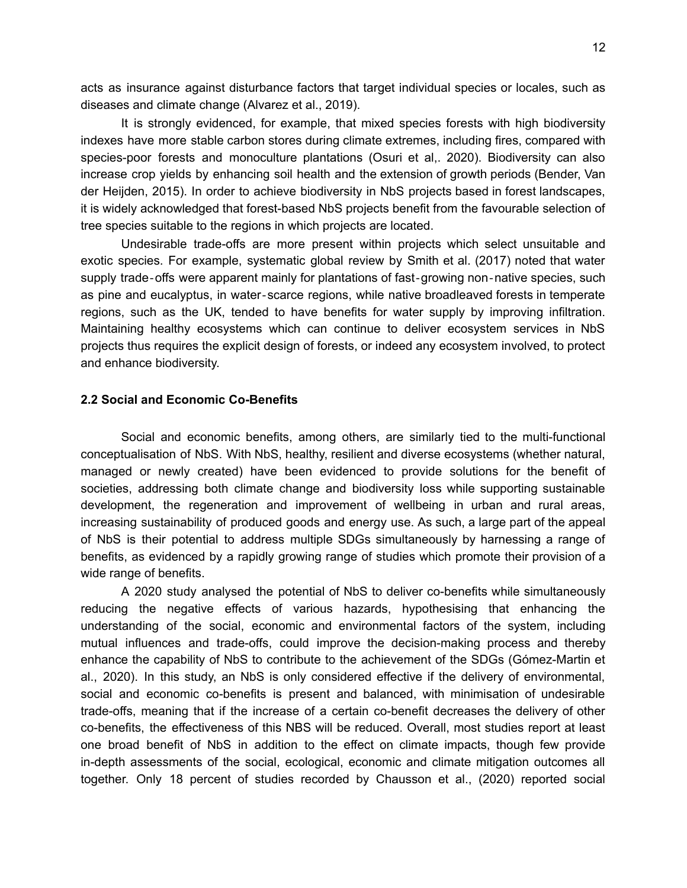acts as insurance against disturbance factors that target individual species or locales, such as diseases and climate change (Alvarez et al., 2019).

It is strongly evidenced, for example, that mixed species forests with high biodiversity indexes have more stable carbon stores during climate extremes, including fires, compared with species-poor forests and monoculture plantations (Osuri et al,. 2020). Biodiversity can also increase crop yields by enhancing soil health and the extension of growth periods (Bender, Van der Heijden, 2015). In order to achieve biodiversity in NbS projects based in forest landscapes, it is widely acknowledged that forest-based NbS projects benefit from the favourable selection of tree species suitable to the regions in which projects are located.

Undesirable trade-offs are more present within projects which select unsuitable and exotic species. For example, systematic global review by Smith et al. (2017) noted that water supply trade-offs were apparent mainly for plantations of fast-growing non-native species, such as pine and eucalyptus, in water-scarce regions, while native broadleaved forests in temperate regions, such as the UK, tended to have benefits for water supply by improving infiltration. Maintaining healthy ecosystems which can continue to deliver ecosystem services in NbS projects thus requires the explicit design of forests, or indeed any ecosystem involved, to protect and enhance biodiversity.

### 2.2 Social and Economic Co-Benefits

Social and economic benefits, among others, are similarly tied to the multi-functional conceptualisation of NbS. With NbS, healthy, resilient and diverse ecosystems (whether natural, managed or newly created) have been evidenced to provide solutions for the benefit of societies, addressing both climate change and biodiversity loss while supporting sustainable development, the regeneration and improvement of wellbeing in urban and rural areas, increasing sustainability of produced goods and energy use. As such, a large part of the appeal of NbS is their potential to address multiple SDGs simultaneously by harnessing a range of benefits, as evidenced by a rapidly growing range of studies which promote their provision of a wide range of benefits.

A 2020 study analysed the potential of NbS to deliver co-benefits while simultaneously reducing the negative effects of various hazards, hypothesising that enhancing the understanding of the social, economic and environmental factors of the system, including mutual influences and trade-offs, could improve the decision-making process and thereby enhance the capability of NbS to contribute to the achievement of the SDGs (Gómez-Martin et al., 2020). In this study, an NbS is only considered effective if the delivery of environmental, social and economic co-benefits is present and balanced, with minimisation of undesirable trade-offs, meaning that if the increase of a certain co-benefit decreases the delivery of other co-benefits, the effectiveness of this NBS will be reduced. Overall, most studies report at least one broad benefit of NbS in addition to the effect on climate impacts, though few provide in-depth assessments of the social, ecological, economic and climate mitigation outcomes all together. Only 18 percent of studies recorded by Chausson et al., (2020) reported social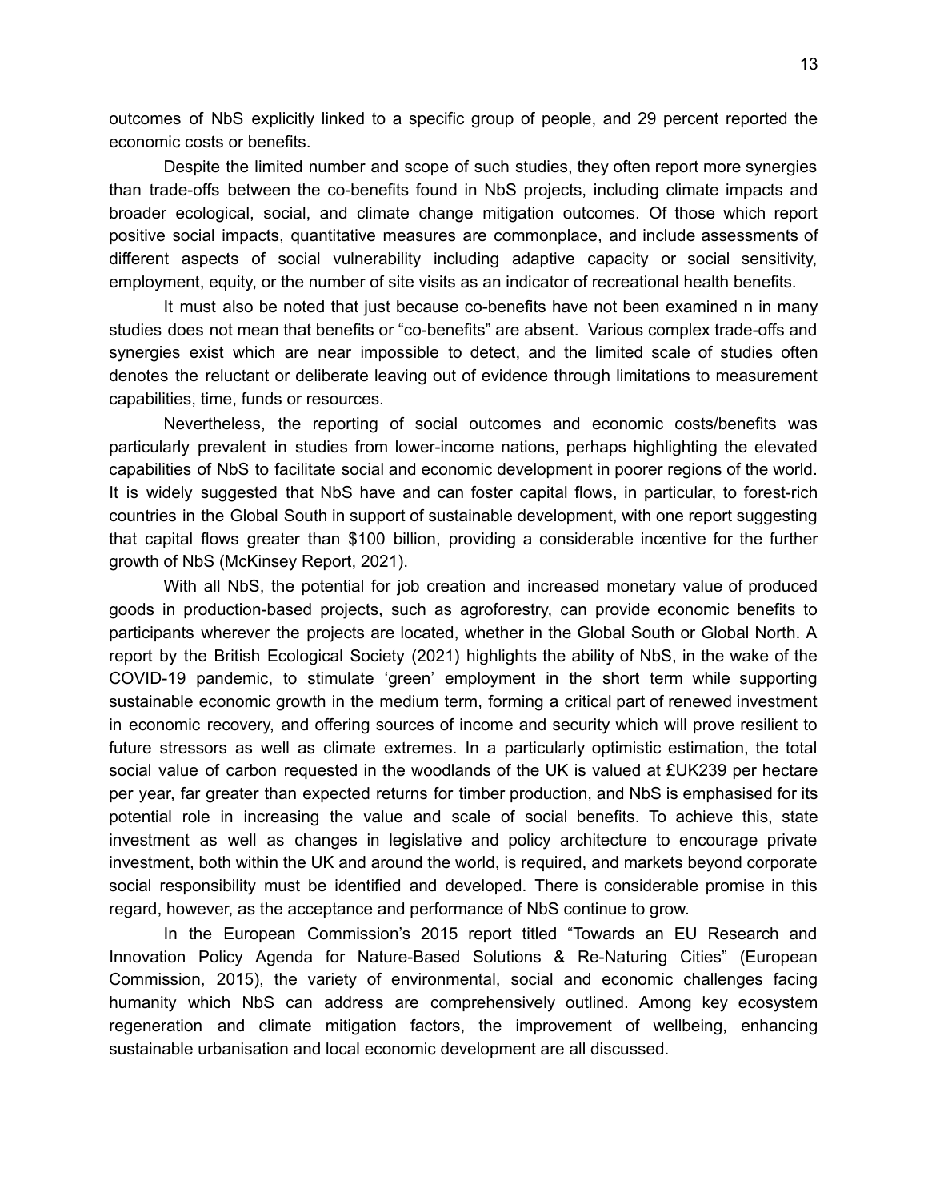outcomes of NbS explicitly linked to a specific group of people, and 29 percent reported the economic costs or benefits.

Despite the limited number and scope of such studies, they often report more synergies than trade-offs between the co-benefits found in NbS projects, including climate impacts and broader ecological, social, and climate change mitigation outcomes. Of those which report positive social impacts, quantitative measures are commonplace, and include assessments of different aspects of social vulnerability including adaptive capacity or social sensitivity, employment, equity, or the number of site visits as an indicator of recreational health benefits.

It must also be noted that just because co-benefits have not been examined n in many studies does not mean that benefits or "co-benefits" are absent. Various complex trade-offs and synergies exist which are near impossible to detect, and the limited scale of studies often denotes the reluctant or deliberate leaving out of evidence through limitations to measurement capabilities, time, funds or resources.

Nevertheless, the reporting of social outcomes and economic costs/benefits was particularly prevalent in studies from lower-income nations, perhaps highlighting the elevated capabilities of NbS to facilitate social and economic development in poorer regions of the world. It is widely suggested that NbS have and can foster capital flows, in particular, to forest-rich countries in the Global South in support of sustainable development, with one report suggesting that capital flows greater than $100 billion, providing a considerable incentive for the further growth of NbS (McKinsey Report, 2021).

With all NbS, the potential for job creation and increased monetary value of produced goods in production-based projects, such as agroforestry, can provide economic benefits to participants wherever the projects are located, whether in the Global South or Global North. A report by the British Ecological Society (2021) highlights the ability of NbS, in the wake of the COVID-19 pandemic, to stimulate 'green' employment in the short term while supporting sustainable economic growth in the medium term, forming a critical part of renewed investment in economic recovery, and offering sources of income and security which will prove resilient to future stressors as well as climate extremes. In a particularly optimistic estimation, the total social value of carbon requested in the woodlands of the UK is valued at £UK239 per hectare per year, far greater than expected returns for timber production, and NbS is emphasised for its potential role in increasing the value and scale of social benefits. To achieve this, state investment as well as changes in legislative and policy architecture to encourage private investment, both within the UK and around the world, is required, and markets beyond corporate social responsibility must be identified and developed. There is considerable promise in this regard, however, as the acceptance and performance of NbS continue to grow.

In the European Commission's 2015 report titled "Towards an EU Research and Innovation Policy Agenda for Nature-Based Solutions & Re-Naturing Cities" (European Commission, 2015), the variety of environmental, social and economic challenges facing humanity which NbS can address are comprehensively outlined. Among key ecosystem regeneration and climate mitigation factors, the improvement of wellbeing, enhancing sustainable urbanisation and local economic development are all discussed.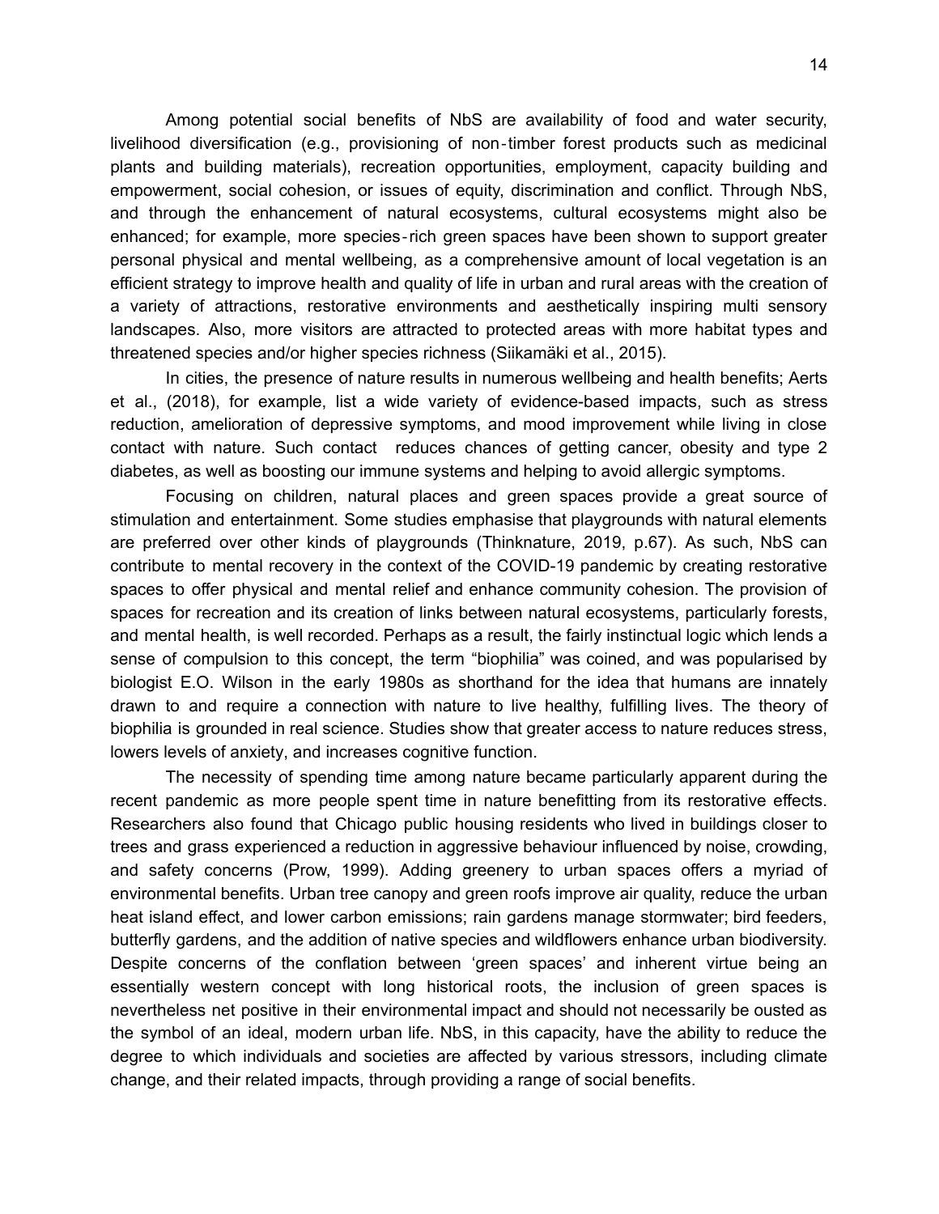Among potential social benefits of NbS are availability of food and water security, livelihood diversification (e.g., provisioning of non‑timber forest products such as medicinal plants and building materials), recreation opportunities, employment, capacity building and empowerment, social cohesion, or issues of equity, discrimination and conflict. Through NbS, and through the enhancement of natural ecosystems, cultural ecosystems might also be enhanced; for example, more species‑rich green spaces have been shown to support greater personal physical and mental wellbeing, as a comprehensive amount of local vegetation is an efficient strategy to improve health and quality of life in urban and rural areas with the creation of a variety of attractions, restorative environments and aesthetically inspiring multi sensory landscapes. Also, more visitors are attracted to protected areas with more habitat types and threatened species and/or higher species richness (Siikamäki et al., 2015).

In cities, the presence of nature results in numerous wellbeing and health benefits; Aerts et al., (2018), for example, list a wide variety of evidence-based impacts, such as stress reduction, amelioration of depressive symptoms, and mood improvement while living in close contact with nature. Such contact reduces chances of getting cancer, obesity and type 2 diabetes, as well as boosting our immune systems and helping to avoid allergic symptoms.

Focusing on children, natural places and green spaces provide a great source of stimulation and entertainment. Some studies emphasise that playgrounds with natural elements are preferred over other kinds of playgrounds (Thinknature, 2019, p.67). As such, NbS can contribute to mental recovery in the context of the COVID-19 pandemic by creating restorative spaces to offer physical and mental relief and enhance community cohesion. The provision of spaces for recreation and its creation of links between natural ecosystems, particularly forests, and mental health, is well recorded. Perhaps as a result, the fairly instinctual logic which lends a sense of compulsion to this concept, the term "biophilia" was coined, and was popularised by biologist E.O. Wilson in the early 1980s as shorthand for the idea that humans are innately drawn to and require a connection with nature to live healthy, fulfilling lives. The theory of biophilia is grounded in real science. Studies show that greater access to nature reduces stress, lowers levels of anxiety, and increases cognitive function.

The necessity of spending time among nature became particularly apparent during the recent pandemic as more people spent time in nature benefitting from its restorative effects. Researchers also found that Chicago public housing residents who lived in buildings closer to trees and grass experienced a reduction in aggressive behaviour influenced by noise, crowding, and safety concerns (Prow, 1999). Adding greenery to urban spaces offers a myriad of environmental benefits. Urban tree canopy and green roofs improve air quality, reduce the urban heat island effect, and lower carbon emissions; rain gardens manage stormwater; bird feeders, butterfly gardens, and the addition of native species and wildflowers enhance urban biodiversity. Despite concerns of the conflation between 'green spaces' and inherent virtue being an essentially western concept with long historical roots, the inclusion of green spaces is nevertheless net positive in their environmental impact and should not necessarily be ousted as the symbol of an ideal, modern urban life. NbS, in this capacity, have the ability to reduce the degree to which individuals and societies are affected by various stressors, including climate change, and their related impacts, through providing a range of social benefits.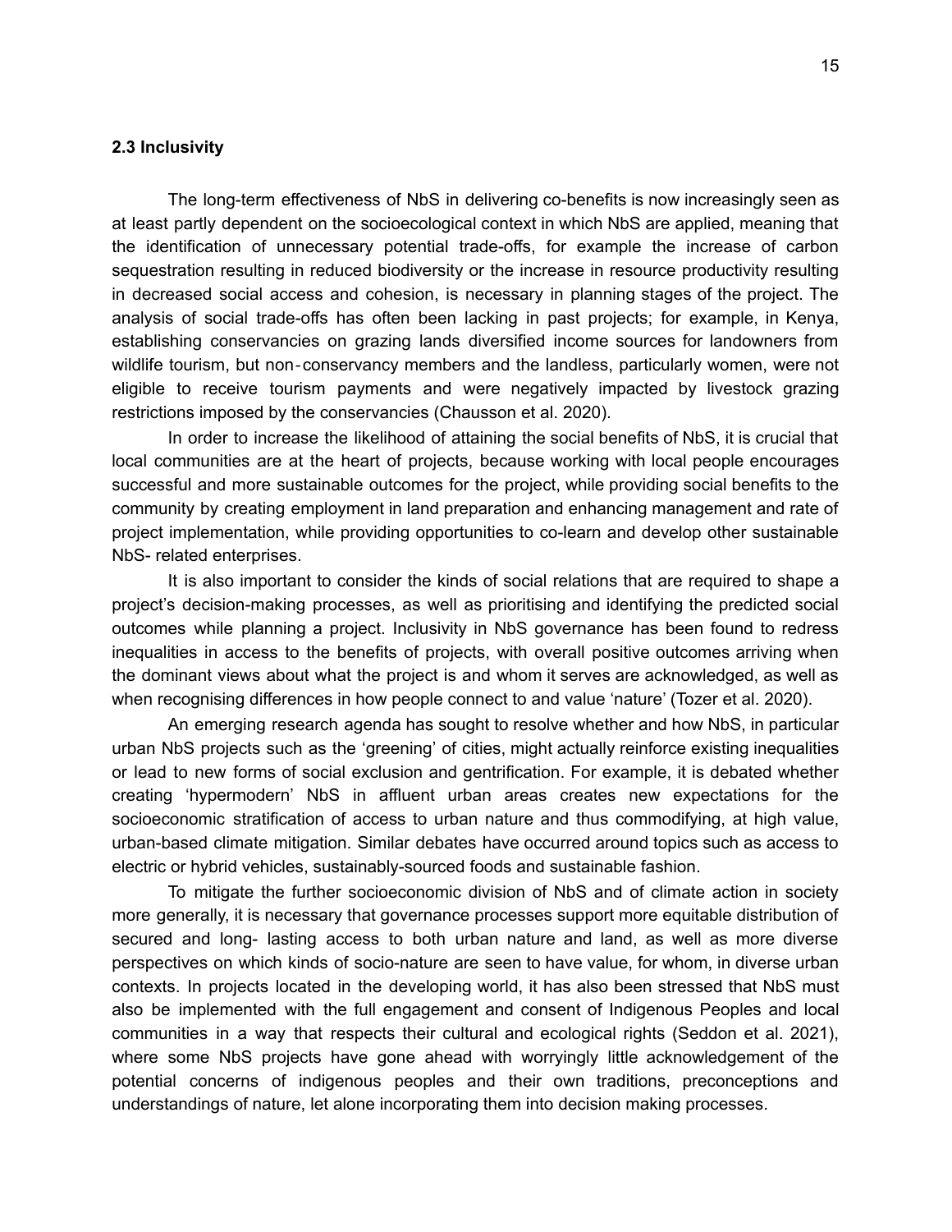### 2.3 Inclusivity

The long-term effectiveness of NbS in delivering co-benefits is now increasingly seen as at least partly dependent on the socioecological context in which NbS are applied, meaning that the identification of unnecessary potential trade-offs, for example the increase of carbon sequestration resulting in reduced biodiversity or the increase in resource productivity resulting in decreased social access and cohesion, is necessary in planning stages of the project. The analysis of social trade-offs has often been lacking in past projects; for example, in Kenya, establishing conservancies on grazing lands diversified income sources for landowners from wildlife tourism, but non-conservancy members and the landless, particularly women, were not eligible to receive tourism payments and were negatively impacted by livestock grazing restrictions imposed by the conservancies (Chausson et al. 2020).

In order to increase the likelihood of attaining the social benefits of NbS, it is crucial that local communities are at the heart of projects, because working with local people encourages successful and more sustainable outcomes for the project, while providing social benefits to the community by creating employment in land preparation and enhancing management and rate of project implementation, while providing opportunities to co-learn and develop other sustainable NbS- related enterprises.

It is also important to consider the kinds of social relations that are required to shape a project's decision-making processes, as well as prioritising and identifying the predicted social outcomes while planning a project. Inclusivity in NbS governance has been found to redress inequalities in access to the benefits of projects, with overall positive outcomes arriving when the dominant views about what the project is and whom it serves are acknowledged, as well as when recognising differences in how people connect to and value 'nature' (Tozer et al. 2020).

An emerging research agenda has sought to resolve whether and how NbS, in particular urban NbS projects such as the 'greening' of cities, might actually reinforce existing inequalities or lead to new forms of social exclusion and gentrification. For example, it is debated whether creating 'hypermodern' NbS in affluent urban areas creates new expectations for the socioeconomic stratification of access to urban nature and thus commodifying, at high value, urban-based climate mitigation. Similar debates have occurred around topics such as access to electric or hybrid vehicles, sustainably-sourced foods and sustainable fashion.

To mitigate the further socioeconomic division of NbS and of climate action in society more generally, it is necessary that governance processes support more equitable distribution of secured and long- lasting access to both urban nature and land, as well as more diverse perspectives on which kinds of socio-nature are seen to have value, for whom, in diverse urban contexts. In projects located in the developing world, it has also been stressed that NbS must also be implemented with the full engagement and consent of Indigenous Peoples and local communities in a way that respects their cultural and ecological rights (Seddon et al. 2021), where some NbS projects have gone ahead with worryingly little acknowledgement of the potential concerns of indigenous peoples and their own traditions, preconceptions and understandings of nature, let alone incorporating them into decision making processes.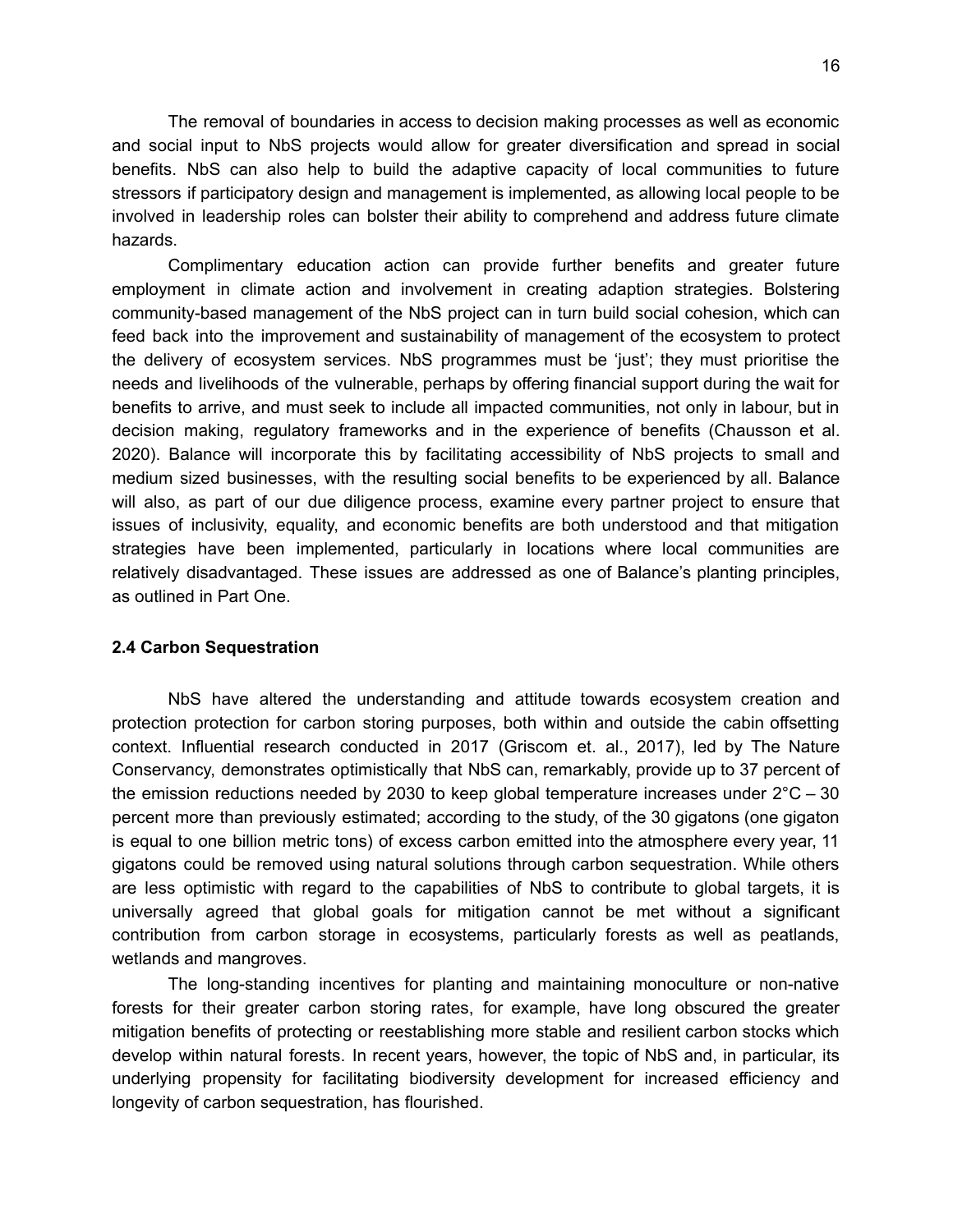The removal of boundaries in access to decision making processes as well as economic and social input to NbS projects would allow for greater diversification and spread in social benefits. NbS can also help to build the adaptive capacity of local communities to future stressors if participatory design and management is implemented, as allowing local people to be involved in leadership roles can bolster their ability to comprehend and address future climate hazards.

Complimentary education action can provide further benefits and greater future employment in climate action and involvement in creating adaption strategies. Bolstering community-based management of the NbS project can in turn build social cohesion, which can feed back into the improvement and sustainability of management of the ecosystem to protect the delivery of ecosystem services. NbS programmes must be 'just'; they must prioritise the needs and livelihoods of the vulnerable, perhaps by offering financial support during the wait for benefits to arrive, and must seek to include all impacted communities, not only in labour, but in decision making, regulatory frameworks and in the experience of benefits (Chausson et al. 2020). Balance will incorporate this by facilitating accessibility of NbS projects to small and medium sized businesses, with the resulting social benefits to be experienced by all. Balance will also, as part of our due diligence process, examine every partner project to ensure that issues of inclusivity, equality, and economic benefits are both understood and that mitigation strategies have been implemented, particularly in locations where local communities are relatively disadvantaged. These issues are addressed as one of Balance's planting principles, as outlined in Part One.

**2.4 Carbon Sequestration**

NbS have altered the understanding and attitude towards ecosystem creation and protection protection for carbon storing purposes, both within and outside the cabin offsetting context. Influential research conducted in 2017 (Griscom et. al., 2017), led by The Nature Conservancy, demonstrates optimistically that NbS can, remarkably, provide up to 37 percent of the emission reductions needed by 2030 to keep global temperature increases under 2°C – 30 percent more than previously estimated; according to the study, of the 30 gigatons (one gigaton is equal to one billion metric tons) of excess carbon emitted into the atmosphere every year, 11 gigatons could be removed using natural solutions through carbon sequestration. While others are less optimistic with regard to the capabilities of NbS to contribute to global targets, it is universally agreed that global goals for mitigation cannot be met without a significant contribution from carbon storage in ecosystems, particularly forests as well as peatlands, wetlands and mangroves.

The long-standing incentives for planting and maintaining monoculture or non-native forests for their greater carbon storing rates, for example, have long obscured the greater mitigation benefits of protecting or reestablishing more stable and resilient carbon stocks which develop within natural forests. In recent years, however, the topic of NbS and, in particular, its underlying propensity for facilitating biodiversity development for increased efficiency and longevity of carbon sequestration, has flourished.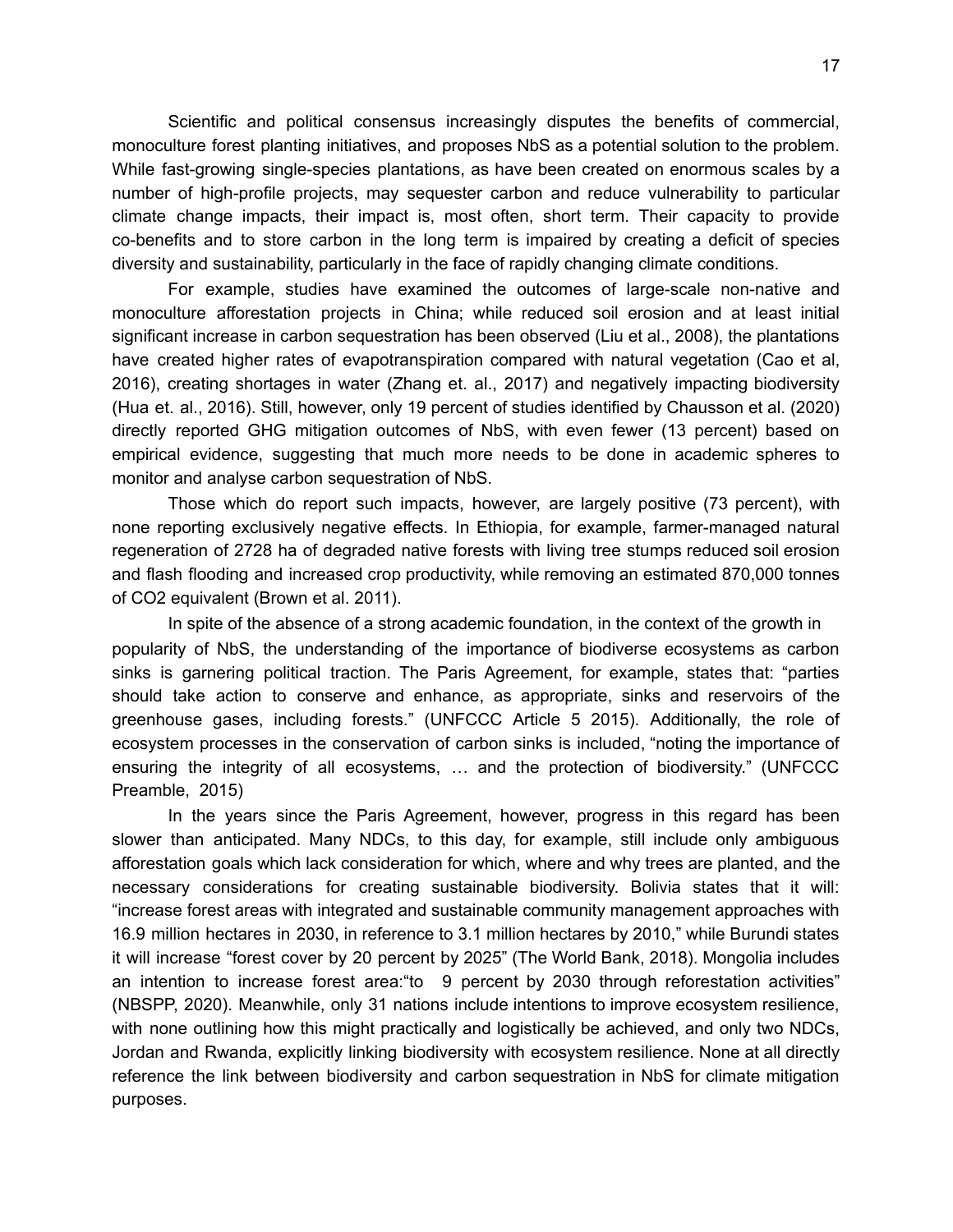Scientific and political consensus increasingly disputes the benefits of commercial, monoculture forest planting initiatives, and proposes NbS as a potential solution to the problem. While fast-growing single-species plantations, as have been created on enormous scales by a number of high-profile projects, may sequester carbon and reduce vulnerability to particular climate change impacts, their impact is, most often, short term. Their capacity to provide co-benefits and to store carbon in the long term is impaired by creating a deficit of species diversity and sustainability, particularly in the face of rapidly changing climate conditions.

For example, studies have examined the outcomes of large-scale non-native and monoculture afforestation projects in China; while reduced soil erosion and at least initial significant increase in carbon sequestration has been observed (Liu et al., 2008), the plantations have created higher rates of evapotranspiration compared with natural vegetation (Cao et al, 2016), creating shortages in water (Zhang et. al., 2017) and negatively impacting biodiversity (Hua et. al., 2016). Still, however, only 19 percent of studies identified by Chausson et al. (2020) directly reported GHG mitigation outcomes of NbS, with even fewer (13 percent) based on empirical evidence, suggesting that much more needs to be done in academic spheres to monitor and analyse carbon sequestration of NbS.

Those which do report such impacts, however, are largely positive (73 percent), with none reporting exclusively negative effects. In Ethiopia, for example, farmer-managed natural regeneration of 2728 ha of degraded native forests with living tree stumps reduced soil erosion and flash flooding and increased crop productivity, while removing an estimated 870,000 tonnes of $CO_2$ equivalent (Brown et al. 2011).

In spite of the absence of a strong academic foundation, in the context of the growth in popularity of NbS, the understanding of the importance of biodiverse ecosystems as carbon sinks is garnering political traction. The Paris Agreement, for example, states that: "parties should take action to conserve and enhance, as appropriate, sinks and reservoirs of the greenhouse gases, including forests." (UNFCCC Article 5 2015). Additionally, the role of ecosystem processes in the conservation of carbon sinks is included, "noting the importance of ensuring the integrity of all ecosystems, … and the protection of biodiversity." (UNFCCC Preamble, 2015)

In the years since the Paris Agreement, however, progress in this regard has been slower than anticipated. Many NDCs, to this day, for example, still include only ambiguous afforestation goals which lack consideration for which, where and why trees are planted, and the necessary considerations for creating sustainable biodiversity. Bolivia states that it will: "increase forest areas with integrated and sustainable community management approaches with 16.9 million hectares in 2030, in reference to 3.1 million hectares by 2010," while Burundi states it will increase "forest cover by 20 percent by 2025" (The World Bank, 2018). Mongolia includes an intention to increase forest area:"to 9 percent by 2030 through reforestation activities" (NBSPP, 2020). Meanwhile, only 31 nations include intentions to improve ecosystem resilience, with none outlining how this might practically and logistically be achieved, and only two NDCs, Jordan and Rwanda, explicitly linking biodiversity with ecosystem resilience. None at all directly reference the link between biodiversity and carbon sequestration in NbS for climate mitigation purposes.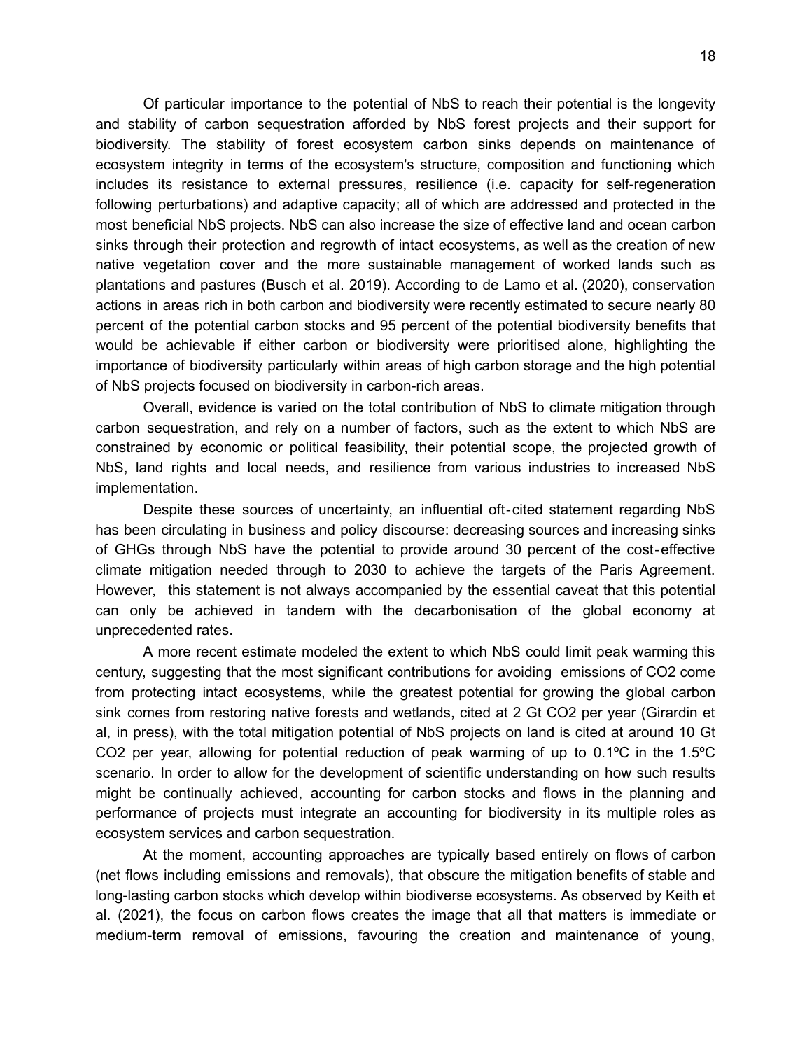Of particular importance to the potential of NbS to reach their potential is the longevity and stability of carbon sequestration afforded by NbS forest projects and their support for biodiversity. The stability of forest ecosystem carbon sinks depends on maintenance of ecosystem integrity in terms of the ecosystem's structure, composition and functioning which includes its resistance to external pressures, resilience (i.e. capacity for self-regeneration following perturbations) and adaptive capacity; all of which are addressed and protected in the most beneficial NbS projects. NbS can also increase the size of effective land and ocean carbon sinks through their protection and regrowth of intact ecosystems, as well as the creation of new native vegetation cover and the more sustainable management of worked lands such as plantations and pastures (Busch et al. 2019). According to de Lamo et al. (2020), conservation actions in areas rich in both carbon and biodiversity were recently estimated to secure nearly 80 percent of the potential carbon stocks and 95 percent of the potential biodiversity benefits that would be achievable if either carbon or biodiversity were prioritised alone, highlighting the importance of biodiversity particularly within areas of high carbon storage and the high potential of NbS projects focused on biodiversity in carbon-rich areas.

Overall, evidence is varied on the total contribution of NbS to climate mitigation through carbon sequestration, and rely on a number of factors, such as the extent to which NbS are constrained by economic or political feasibility, their potential scope, the projected growth of NbS, land rights and local needs, and resilience from various industries to increased NbS implementation.

Despite these sources of uncertainty, an influential oft-cited statement regarding NbS has been circulating in business and policy discourse: decreasing sources and increasing sinks of GHGs through NbS have the potential to provide around 30 percent of the cost-effective climate mitigation needed through to 2030 to achieve the targets of the Paris Agreement. However, this statement is not always accompanied by the essential caveat that this potential can only be achieved in tandem with the decarbonisation of the global economy at unprecedented rates.

A more recent estimate modeled the extent to which NbS could limit peak warming this century, suggesting that the most significant contributions for avoiding emissions of $CO_2$ come from protecting intact ecosystems, while the greatest potential for growing the global carbon sink comes from restoring native forests and wetlands, cited at 2 Gt $CO_2$ per year (Girardin et al, in press), with the total mitigation potential of NbS projects on land is cited at around 10 Gt $CO_2$ per year, allowing for potential reduction of peak warming of up to 0.1ºC in the 1.5ºC scenario. In order to allow for the development of scientific understanding on how such results might be continually achieved, accounting for carbon stocks and flows in the planning and performance of projects must integrate an accounting for biodiversity in its multiple roles as ecosystem services and carbon sequestration.

At the moment, accounting approaches are typically based entirely on flows of carbon (net flows including emissions and removals), that obscure the mitigation benefits of stable and long-lasting carbon stocks which develop within biodiverse ecosystems. As observed by Keith et al. (2021), the focus on carbon flows creates the image that all that matters is immediate or medium-term removal of emissions, favouring the creation and maintenance of young,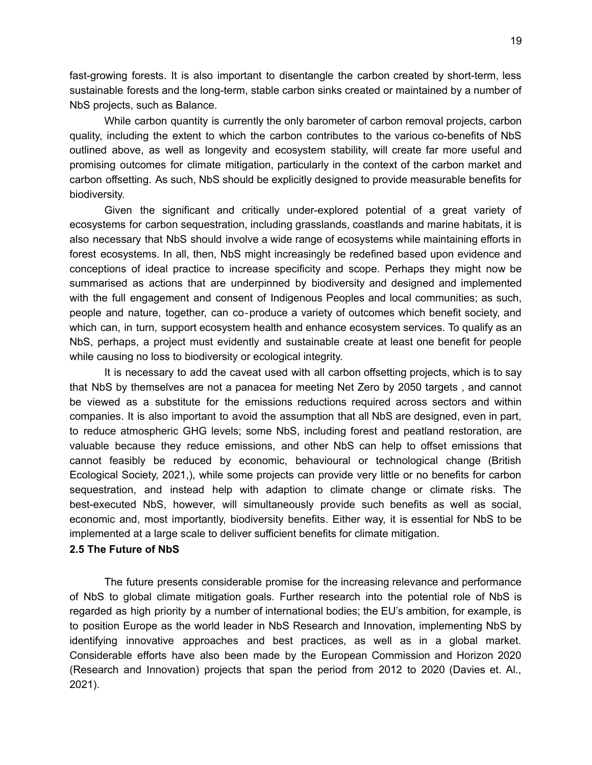fast-growing forests. It is also important to disentangle the carbon created by short-term, less sustainable forests and the long-term, stable carbon sinks created or maintained by a number of NbS projects, such as Balance.

While carbon quantity is currently the only barometer of carbon removal projects, carbon quality, including the extent to which the carbon contributes to the various co-benefits of NbS outlined above, as well as longevity and ecosystem stability, will create far more useful and promising outcomes for climate mitigation, particularly in the context of the carbon market and carbon offsetting. As such, NbS should be explicitly designed to provide measurable benefits for biodiversity.

Given the significant and critically under-explored potential of a great variety of ecosystems for carbon sequestration, including grasslands, coastlands and marine habitats, it is also necessary that NbS should involve a wide range of ecosystems while maintaining efforts in forest ecosystems. In all, then, NbS might increasingly be redefined based upon evidence and conceptions of ideal practice to increase specificity and scope. Perhaps they might now be summarised as actions that are underpinned by biodiversity and designed and implemented with the full engagement and consent of Indigenous Peoples and local communities; as such, people and nature, together, can co-produce a variety of outcomes which benefit society, and which can, in turn, support ecosystem health and enhance ecosystem services. To qualify as an NbS, perhaps, a project must evidently and sustainable create at least one benefit for people while causing no loss to biodiversity or ecological integrity.

It is necessary to add the caveat used with all carbon offsetting projects, which is to say that NbS by themselves are not a panacea for meeting Net Zero by 2050 targets , and cannot be viewed as a substitute for the emissions reductions required across sectors and within companies. It is also important to avoid the assumption that all NbS are designed, even in part, to reduce atmospheric GHG levels; some NbS, including forest and peatland restoration, are valuable because they reduce emissions, and other NbS can help to offset emissions that cannot feasibly be reduced by economic, behavioural or technological change (British Ecological Society, 2021,), while some projects can provide very little or no benefits for carbon sequestration, and instead help with adaption to climate change or climate risks. The best-executed NbS, however, will simultaneously provide such benefits as well as social, economic and, most importantly, biodiversity benefits. Either way, it is essential for NbS to be implemented at a large scale to deliver sufficient benefits for climate mitigation.

**2.5 The Future of NbS**

The future presents considerable promise for the increasing relevance and performance of NbS to global climate mitigation goals. Further research into the potential role of NbS is regarded as high priority by a number of international bodies; the EU's ambition, for example, is to position Europe as the world leader in NbS Research and Innovation, implementing NbS by identifying innovative approaches and best practices, as well as in a global market. Considerable efforts have also been made by the European Commission and Horizon 2020 (Research and Innovation) projects that span the period from 2012 to 2020 (Davies et. Al., 2021).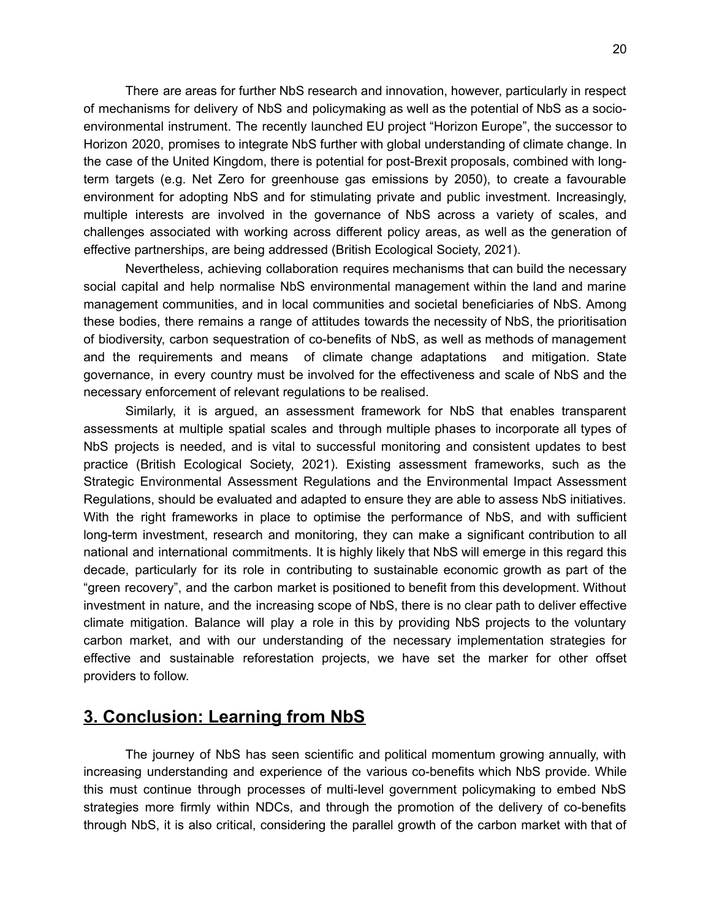There are areas for further NbS research and innovation, however, particularly in respect of mechanisms for delivery of NbS and policymaking as well as the potential of NbS as a socio-environmental instrument. The recently launched EU project "Horizon Europe", the successor to Horizon 2020, promises to integrate NbS further with global understanding of climate change. In the case of the United Kingdom, there is potential for post-Brexit proposals, combined with long-term targets (e.g. Net Zero for greenhouse gas emissions by 2050), to create a favourable environment for adopting NbS and for stimulating private and public investment. Increasingly, multiple interests are involved in the governance of NbS across a variety of scales, and challenges associated with working across different policy areas, as well as the generation of effective partnerships, are being addressed (British Ecological Society, 2021).

Nevertheless, achieving collaboration requires mechanisms that can build the necessary social capital and help normalise NbS environmental management within the land and marine management communities, and in local communities and societal beneficiaries of NbS. Among these bodies, there remains a range of attitudes towards the necessity of NbS, the prioritisation of biodiversity, carbon sequestration of co-benefits of NbS, as well as methods of management and the requirements and means of climate change adaptations and mitigation. State governance, in every country must be involved for the effectiveness and scale of NbS and the necessary enforcement of relevant regulations to be realised.

Similarly, it is argued, an assessment framework for NbS that enables transparent assessments at multiple spatial scales and through multiple phases to incorporate all types of NbS projects is needed, and is vital to successful monitoring and consistent updates to best practice (British Ecological Society, 2021). Existing assessment frameworks, such as the Strategic Environmental Assessment Regulations and the Environmental Impact Assessment Regulations, should be evaluated and adapted to ensure they are able to assess NbS initiatives. With the right frameworks in place to optimise the performance of NbS, and with sufficient long-term investment, research and monitoring, they can make a significant contribution to all national and international commitments. It is highly likely that NbS will emerge in this regard this decade, particularly for its role in contributing to sustainable economic growth as part of the "green recovery", and the carbon market is positioned to benefit from this development. Without investment in nature, and the increasing scope of NbS, there is no clear path to deliver effective climate mitigation. Balance will play a role in this by providing NbS projects to the voluntary carbon market, and with our understanding of the necessary implementation strategies for effective and sustainable reforestation projects, we have set the marker for other offset providers to follow.

## 3. Conclusion: Learning from NbS

The journey of NbS has seen scientific and political momentum growing annually, with increasing understanding and experience of the various co-benefits which NbS provide. While this must continue through processes of multi-level government policymaking to embed NbS strategies more firmly within NDCs, and through the promotion of the delivery of co-benefits through NbS, it is also critical, considering the parallel growth of the carbon market with that of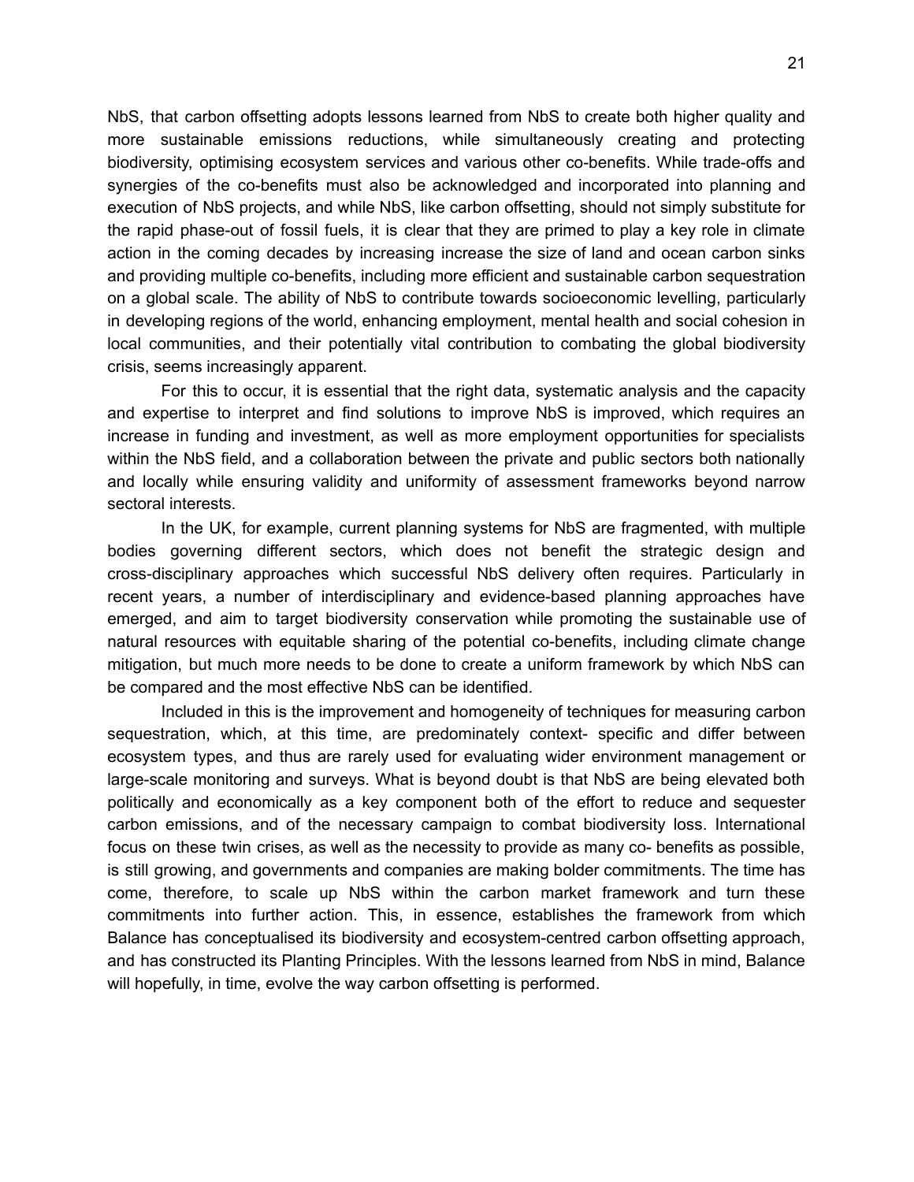NbS, that carbon offsetting adopts lessons learned from NbS to create both higher quality and more sustainable emissions reductions, while simultaneously creating and protecting biodiversity, optimising ecosystem services and various other co-benefits. While trade-offs and synergies of the co-benefits must also be acknowledged and incorporated into planning and execution of NbS projects, and while NbS, like carbon offsetting, should not simply substitute for the rapid phase-out of fossil fuels, it is clear that they are primed to play a key role in climate action in the coming decades by increasing increase the size of land and ocean carbon sinks and providing multiple co-benefits, including more efficient and sustainable carbon sequestration on a global scale. The ability of NbS to contribute towards socioeconomic levelling, particularly in developing regions of the world, enhancing employment, mental health and social cohesion in local communities, and their potentially vital contribution to combating the global biodiversity crisis, seems increasingly apparent.

For this to occur, it is essential that the right data, systematic analysis and the capacity and expertise to interpret and find solutions to improve NbS is improved, which requires an increase in funding and investment, as well as more employment opportunities for specialists within the NbS field, and a collaboration between the private and public sectors both nationally and locally while ensuring validity and uniformity of assessment frameworks beyond narrow sectoral interests.

In the UK, for example, current planning systems for NbS are fragmented, with multiple bodies governing different sectors, which does not benefit the strategic design and cross-disciplinary approaches which successful NbS delivery often requires. Particularly in recent years, a number of interdisciplinary and evidence-based planning approaches have emerged, and aim to target biodiversity conservation while promoting the sustainable use of natural resources with equitable sharing of the potential co-benefits, including climate change mitigation, but much more needs to be done to create a uniform framework by which NbS can be compared and the most effective NbS can be identified.

Included in this is the improvement and homogeneity of techniques for measuring carbon sequestration, which, at this time, are predominately context- specific and differ between ecosystem types, and thus are rarely used for evaluating wider environment management or large-scale monitoring and surveys. What is beyond doubt is that NbS are being elevated both politically and economically as a key component both of the effort to reduce and sequester carbon emissions, and of the necessary campaign to combat biodiversity loss. International focus on these twin crises, as well as the necessity to provide as many co- benefits as possible, is still growing, and governments and companies are making bolder commitments. The time has come, therefore, to scale up NbS within the carbon market framework and turn these commitments into further action. This, in essence, establishes the framework from which Balance has conceptualised its biodiversity and ecosystem-centred carbon offsetting approach, and has constructed its Planting Principles. With the lessons learned from NbS in mind, Balance will hopefully, in time, evolve the way carbon offsetting is performed.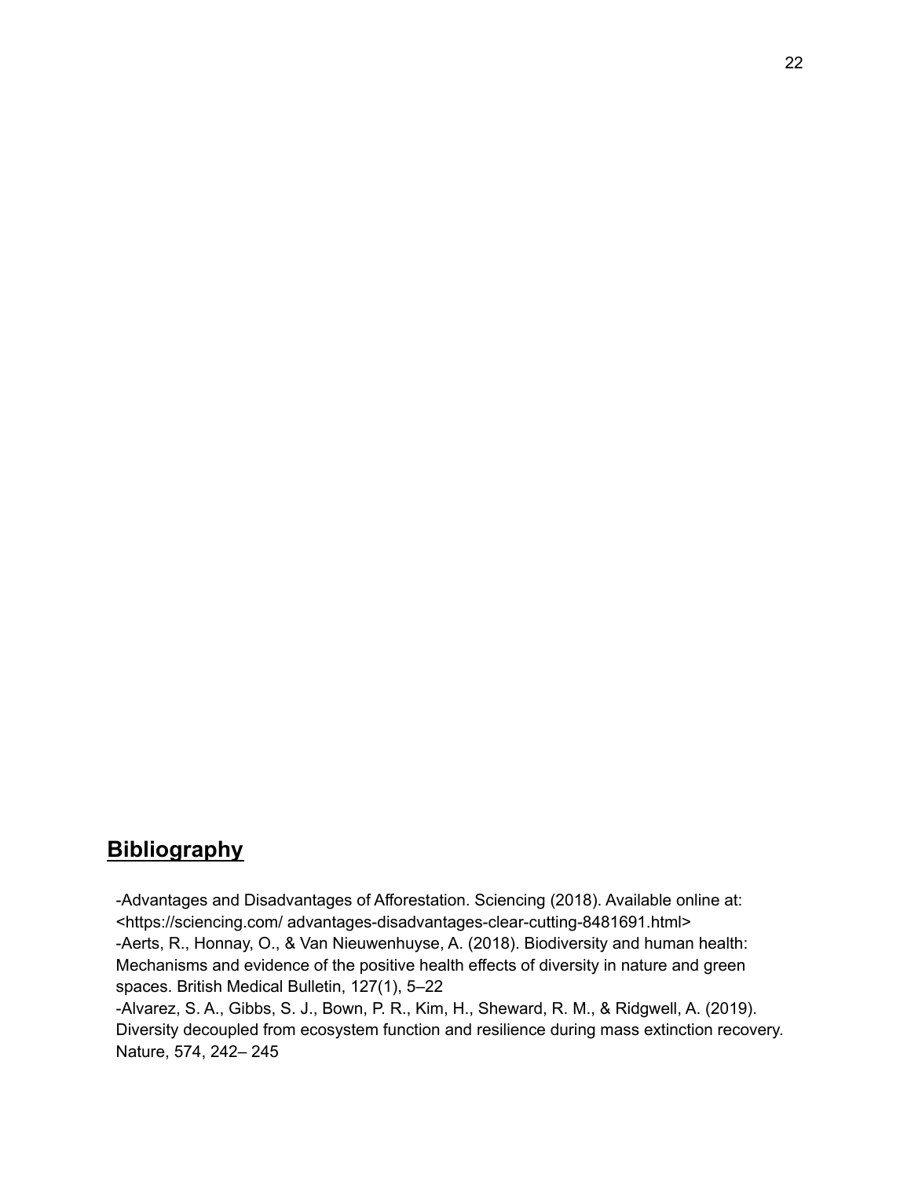## Bibliography

-Advantages and Disadvantages of Afforestation. Sciencing (2018). Available online at: <https://sciencing.com/ advantages-disadvantages-clear-cutting-8481691.html>

-Aerts, R., Honnay, O., & Van Nieuwenhuyse, A. (2018). Biodiversity and human health: Mechanisms and evidence of the positive health effects of diversity in nature and green spaces. British Medical Bulletin, 127(1), 5–22

-Alvarez, S. A., Gibbs, S. J., Bown, P. R., Kim, H., Sheward, R. M., & Ridgwell, A. (2019). Diversity decoupled from ecosystem function and resilience during mass extinction recovery. Nature, 574, 242– 245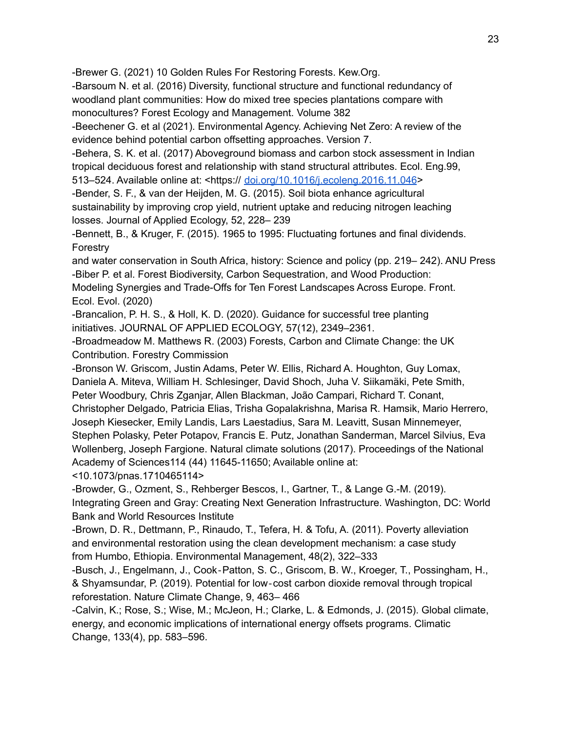-Brewer G. (2021) 10 Golden Rules For Restoring Forests. Kew.Org.

-Barsoum N. et al. (2016) Diversity, functional structure and functional redundancy of woodland plant communities: How do mixed tree species plantations compare with monocultures? Forest Ecology and Management. Volume 382

-Beechener G. et al (2021). Environmental Agency. Achieving Net Zero: A review of the evidence behind potential carbon offsetting approaches. Version 7.

-Behera, S. K. et al. (2017) Aboveground biomass and carbon stock assessment in Indian tropical deciduous forest and relationship with stand structural attributes. Ecol. Eng.99, 513–524. Available online at: <https:// doi.org/10.1016/j.ecoleng.2016.11.046>

-Bender, S. F., & van der Heijden, M. G. (2015). Soil biota enhance agricultural sustainability by improving crop yield, nutrient uptake and reducing nitrogen leaching losses. Journal of Applied Ecology, 52, 228– 239

-Bennett, B., & Kruger, F. (2015). 1965 to 1995: Fluctuating fortunes and final dividends. Forestry
and water conservation in South Africa, history: Science and policy (pp. 219– 242). ANU Press

-Biber P. et al. Forest Biodiversity, Carbon Sequestration, and Wood Production: Modeling Synergies and Trade-Offs for Ten Forest Landscapes Across Europe. Front. Ecol. Evol. (2020)

-Brancalion, P. H. S., & Holl, K. D. (2020). Guidance for successful tree planting initiatives. JOURNAL OF APPLIED ECOLOGY, 57(12), 2349–2361.

-Broadmeadow M. Matthews R. (2003) Forests, Carbon and Climate Change: the UK Contribution. Forestry Commission

-Bronson W. Griscom, Justin Adams, Peter W. Ellis, Richard A. Houghton, Guy Lomax, Daniela A. Miteva, William H. Schlesinger, David Shoch, Juha V. Siikamäki, Pete Smith, Peter Woodbury, Chris Zganjar, Allen Blackman, João Campari, Richard T. Conant, Christopher Delgado, Patricia Elias, Trisha Gopalakrishna, Marisa R. Hamsik, Mario Herrero, Joseph Kiesecker, Emily Landis, Lars Laestadius, Sara M. Leavitt, Susan Minnemeyer, Stephen Polasky, Peter Potapov, Francis E. Putz, Jonathan Sanderman, Marcel Silvius, Eva Wollenberg, Joseph Fargione. Natural climate solutions (2017). Proceedings of the National Academy of Sciences114 (44) 11645-11650; Available online at: <10.1073/pnas.1710465114>

-Browder, G., Ozment, S., Rehberger Bescos, I., Gartner, T., & Lange G.-M. (2019). Integrating Green and Gray: Creating Next Generation Infrastructure. Washington, DC: World Bank and World Resources Institute

-Brown, D. R., Dettmann, P., Rinaudo, T., Tefera, H. & Tofu, A. (2011). Poverty alleviation and environmental restoration using the clean development mechanism: a case study from Humbo, Ethiopia. Environmental Management, 48(2), 322–333

-Busch, J., Engelmann, J., Cook‐Patton, S. C., Griscom, B. W., Kroeger, T., Possingham, H., & Shyamsundar, P. (2019). Potential for low‐cost carbon dioxide removal through tropical reforestation. Nature Climate Change, 9, 463– 466

-Calvin, K.; Rose, S.; Wise, M.; McJeon, H.; Clarke, L. & Edmonds, J. (2015). Global climate, energy, and economic implications of international energy offsets programs. Climatic Change, 133(4), pp. 583–596.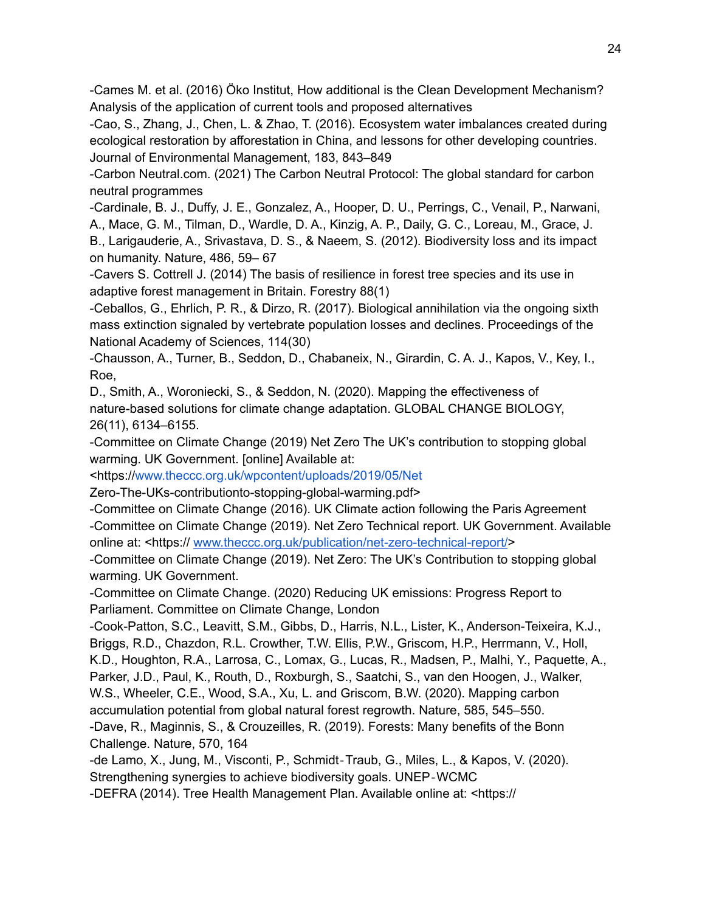-Cames M. et al. (2016) Öko Institut, How additional is the Clean Development Mechanism? Analysis of the application of current tools and proposed alternatives

-Cao, S., Zhang, J., Chen, L. & Zhao, T. (2016). Ecosystem water imbalances created during ecological restoration by afforestation in China, and lessons for other developing countries. Journal of Environmental Management, 183, 843–849

-Carbon Neutral.com. (2021) The Carbon Neutral Protocol: The global standard for carbon neutral programmes

-Cardinale, B. J., Duffy, J. E., Gonzalez, A., Hooper, D. U., Perrings, C., Venail, P., Narwani, A., Mace, G. M., Tilman, D., Wardle, D. A., Kinzig, A. P., Daily, G. C., Loreau, M., Grace, J. B., Larigauderie, A., Srivastava, D. S., & Naeem, S. (2012). Biodiversity loss and its impact on humanity. Nature, 486, 59– 67

-Cavers S. Cottrell J. (2014) The basis of resilience in forest tree species and its use in adaptive forest management in Britain. Forestry 88(1)

-Ceballos, G., Ehrlich, P. R., & Dirzo, R. (2017). Biological annihilation via the ongoing sixth mass extinction signaled by vertebrate population losses and declines. Proceedings of the National Academy of Sciences, 114(30)

-Chausson, A., Turner, B., Seddon, D., Chabaneix, N., Girardin, C. A. J., Kapos, V., Key, I., Roe,
D., Smith, A., Woroniecki, S., & Seddon, N. (2020). Mapping the effectiveness of nature-based solutions for climate change adaptation. GLOBAL CHANGE BIOLOGY, 26(11), 6134–6155.

-Committee on Climate Change (2019) Net Zero The UK's contribution to stopping global warming. UK Government. [online] Available at:
<https://www.theccc.org.uk/wpcontent/uploads/2019/05/Net Zero-The-UKs-contributionto-stopping-global-warming.pdf>

-Committee on Climate Change (2016). UK Climate action following the Paris Agreement

-Committee on Climate Change (2019). Net Zero Technical report. UK Government. Available online at: <https:// www.theccc.org.uk/publication/net-zero-technical-report/>

-Committee on Climate Change (2019). Net Zero: The UK's Contribution to stopping global warming. UK Government.

-Committee on Climate Change. (2020) Reducing UK emissions: Progress Report to Parliament. Committee on Climate Change, London

-Cook-Patton, S.C., Leavitt, S.M., Gibbs, D., Harris, N.L., Lister, K., Anderson-Teixeira, K.J., Briggs, R.D., Chazdon, R.L. Crowther, T.W. Ellis, P.W., Griscom, H.P., Herrmann, V., Holl, K.D., Houghton, R.A., Larrosa, C., Lomax, G., Lucas, R., Madsen, P., Malhi, Y., Paquette, A., Parker, J.D., Paul, K., Routh, D., Roxburgh, S., Saatchi, S., van den Hoogen, J., Walker, W.S., Wheeler, C.E., Wood, S.A., Xu, L. and Griscom, B.W. (2020). Mapping carbon accumulation potential from global natural forest regrowth. Nature, 585, 545–550.

-Dave, R., Maginnis, S., & Crouzeilles, R. (2019). Forests: Many benefits of the Bonn Challenge. Nature, 570, 164

-de Lamo, X., Jung, M., Visconti, P., Schmidt‐Traub, G., Miles, L., & Kapos, V. (2020). Strengthening synergies to achieve biodiversity goals. UNEP‐WCMC

-DEFRA (2014). Tree Health Management Plan. Available online at: <https://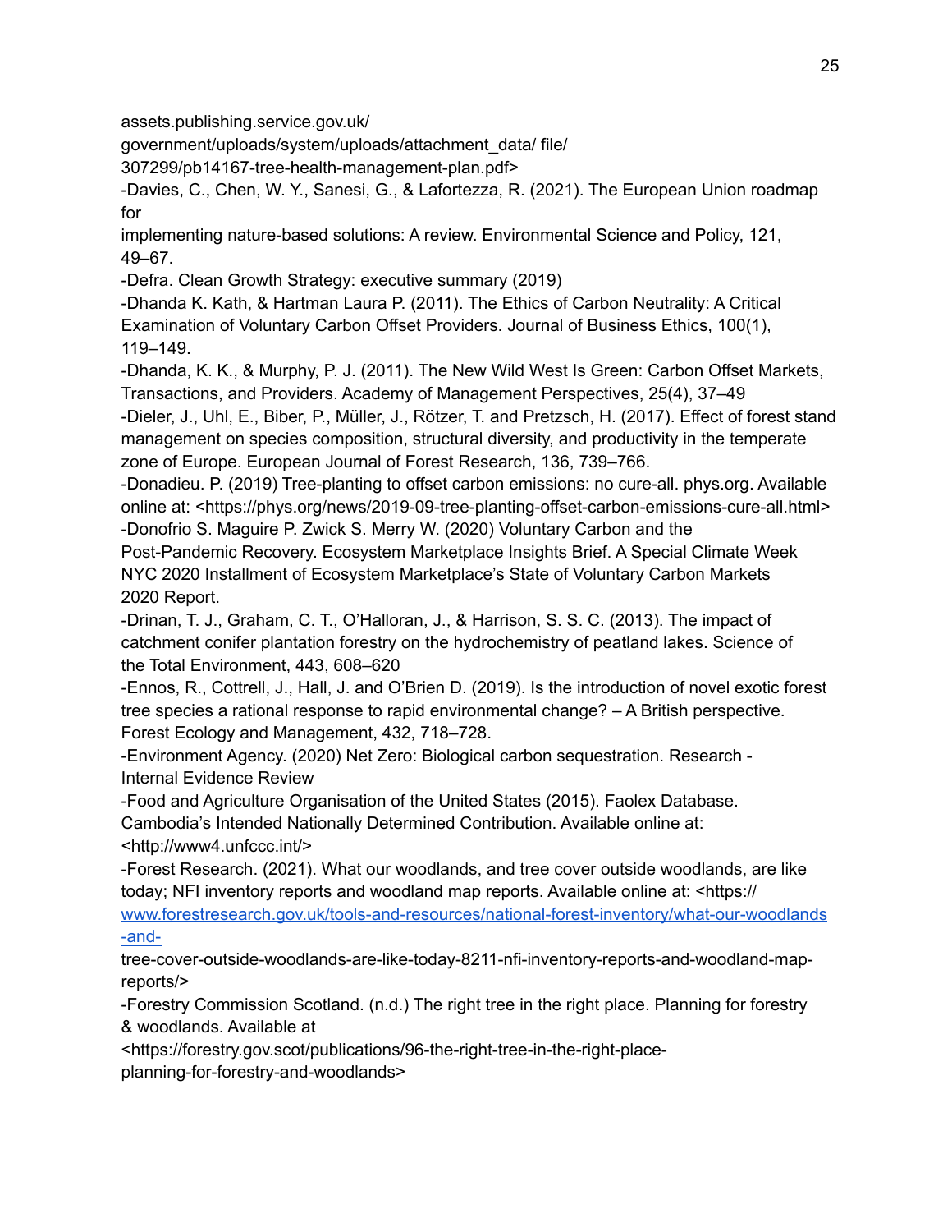assets.publishing.service.gov.uk/
government/uploads/system/uploads/attachment_data/ file/
307299/pb14167-tree-health-management-plan.pdf>

-Davies, C., Chen, W. Y., Sanesi, G., & Lafortezza, R. (2021). The European Union roadmap for
implementing nature-based solutions: A review. Environmental Science and Policy, 121, 49–67.

-Defra. Clean Growth Strategy: executive summary (2019)

-Dhanda K. Kath, & Hartman Laura P. (2011). The Ethics of Carbon Neutrality: A Critical Examination of Voluntary Carbon Offset Providers. Journal of Business Ethics, 100(1), 119–149.

-Dhanda, K. K., & Murphy, P. J. (2011). The New Wild West Is Green: Carbon Offset Markets, Transactions, and Providers. Academy of Management Perspectives, 25(4), 37–49

-Dieler, J., Uhl, E., Biber, P., Müller, J., Rötzer, T. and Pretzsch, H. (2017). Effect of forest stand management on species composition, structural diversity, and productivity in the temperate zone of Europe. European Journal of Forest Research, 136, 739–766.

-Donadieu. P. (2019) Tree-planting to offset carbon emissions: no cure-all. phys.org. Available online at: <https://phys.org/news/2019-09-tree-planting-offset-carbon-emissions-cure-all.html>

-Donofrio S. Maguire P. Zwick S. Merry W. (2020) Voluntary Carbon and the Post-Pandemic Recovery. Ecosystem Marketplace Insights Brief. A Special Climate Week NYC 2020 Installment of Ecosystem Marketplace's State of Voluntary Carbon Markets 2020 Report.

-Drinan, T. J., Graham, C. T., O'Halloran, J., & Harrison, S. S. C. (2013). The impact of catchment conifer plantation forestry on the hydrochemistry of peatland lakes. Science of the Total Environment, 443, 608–620

-Ennos, R., Cottrell, J., Hall, J. and O'Brien D. (2019). Is the introduction of novel exotic forest tree species a rational response to rapid environmental change? – A British perspective. Forest Ecology and Management, 432, 718–728.

-Environment Agency. (2020) Net Zero: Biological carbon sequestration. Research - Internal Evidence Review

-Food and Agriculture Organisation of the United States (2015). Faolex Database. Cambodia's Intended Nationally Determined Contribution. Available online at: <http://www4.unfccc.int/>

-Forest Research. (2021). What our woodlands, and tree cover outside woodlands, are like today; NFI inventory reports and woodland map reports. Available online at: <https://www.forestresearch.gov.uk/tools-and-resources/national-forest-inventory/what-our-woodlands-and-tree-cover-outside-woodlands-are-like-today-8211-nfi-inventory-reports-and-woodland-map-reports/>

-Forestry Commission Scotland. (n.d.) The right tree in the right place. Planning for forestry & woodlands. Available at
<https://forestry.gov.scot/publications/96-the-right-tree-in-the-right-place-planning-for-forestry-and-woodlands>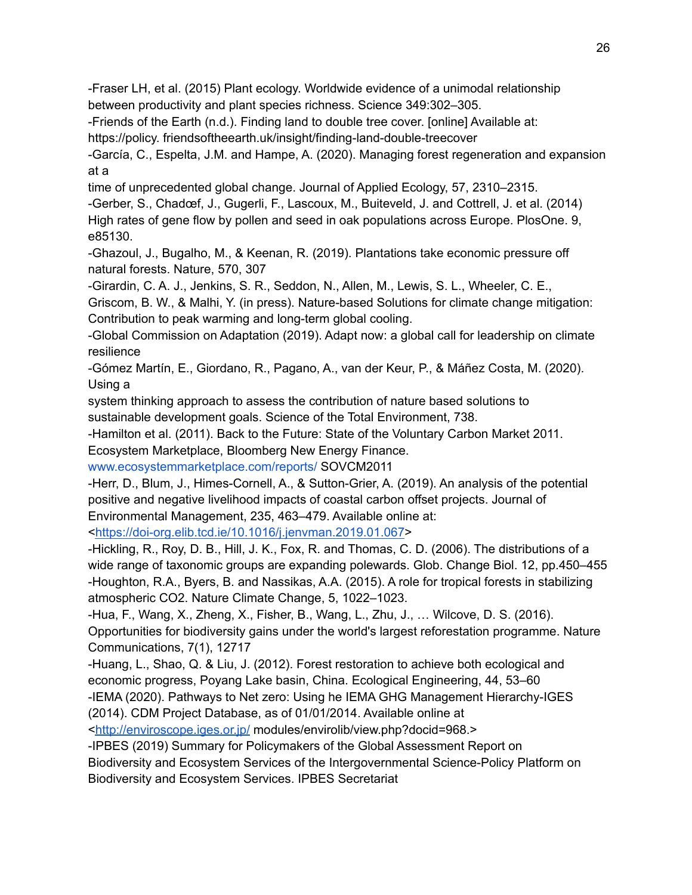-Fraser LH, et al. (2015) Plant ecology. Worldwide evidence of a unimodal relationship between productivity and plant species richness. Science 349:302–305.

-Friends of the Earth (n.d.). Finding land to double tree cover. [online] Available at: https://policy. friendsoftheearth.uk/insight/finding-land-double-treecover

-García, C., Espelta, J.M. and Hampe, A. (2020). Managing forest regeneration and expansion at a
time of unprecedented global change. Journal of Applied Ecology, 57, 2310–2315.

-Gerber, S., Chadœf, J., Gugerli, F., Lascoux, M., Buiteveld, J. and Cottrell, J. et al. (2014) High rates of gene flow by pollen and seed in oak populations across Europe. PlosOne. 9, e85130.

-Ghazoul, J., Bugalho, M., & Keenan, R. (2019). Plantations take economic pressure off natural forests. Nature, 570, 307

-Girardin, C. A. J., Jenkins, S. R., Seddon, N., Allen, M., Lewis, S. L., Wheeler, C. E., Griscom, B. W., & Malhi, Y. (in press). Nature-based Solutions for climate change mitigation: Contribution to peak warming and long-term global cooling.

-Global Commission on Adaptation (2019). Adapt now: a global call for leadership on climate resilience

-Gómez Martín, E., Giordano, R., Pagano, A., van der Keur, P., & Máñez Costa, M. (2020). Using a
system thinking approach to assess the contribution of nature based solutions to sustainable development goals. Science of the Total Environment, 738.

-Hamilton et al. (2011). Back to the Future: State of the Voluntary Carbon Market 2011. Ecosystem Marketplace, Bloomberg New Energy Finance. www.ecosystemmarketplace.com/reports/ SOVCM2011

-Herr, D., Blum, J., Himes-Cornell, A., & Sutton-Grier, A. (2019). An analysis of the potential positive and negative livelihood impacts of coastal carbon offset projects. Journal of Environmental Management, 235, 463–479. Available online at: <https://doi-org.elib.tcd.ie/10.1016/j.jenvman.2019.01.067>

-Hickling, R., Roy, D. B., Hill, J. K., Fox, R. and Thomas, C. D. (2006). The distributions of a wide range of taxonomic groups are expanding polewards. Glob. Change Biol. 12, pp.450–455

-Houghton, R.A., Byers, B. and Nassikas, A.A. (2015). A role for tropical forests in stabilizing atmospheric CO2. Nature Climate Change, 5, 1022–1023.

-Hua, F., Wang, X., Zheng, X., Fisher, B., Wang, L., Zhu, J., … Wilcove, D. S. (2016). Opportunities for biodiversity gains under the world's largest reforestation programme. Nature Communications, 7(1), 12717

-Huang, L., Shao, Q. & Liu, J. (2012). Forest restoration to achieve both ecological and economic progress, Poyang Lake basin, China. Ecological Engineering, 44, 53–60

-IEMA (2020). Pathways to Net zero: Using he IEMA GHG Management Hierarchy-IGES (2014). CDM Project Database, as of 01/01/2014. Available online at <http://enviroscope.iges.or.jp/ modules/envirolib/view.php?docid=968.>

-IPBES (2019) Summary for Policymakers of the Global Assessment Report on Biodiversity and Ecosystem Services of the Intergovernmental Science-Policy Platform on Biodiversity and Ecosystem Services. IPBES Secretariat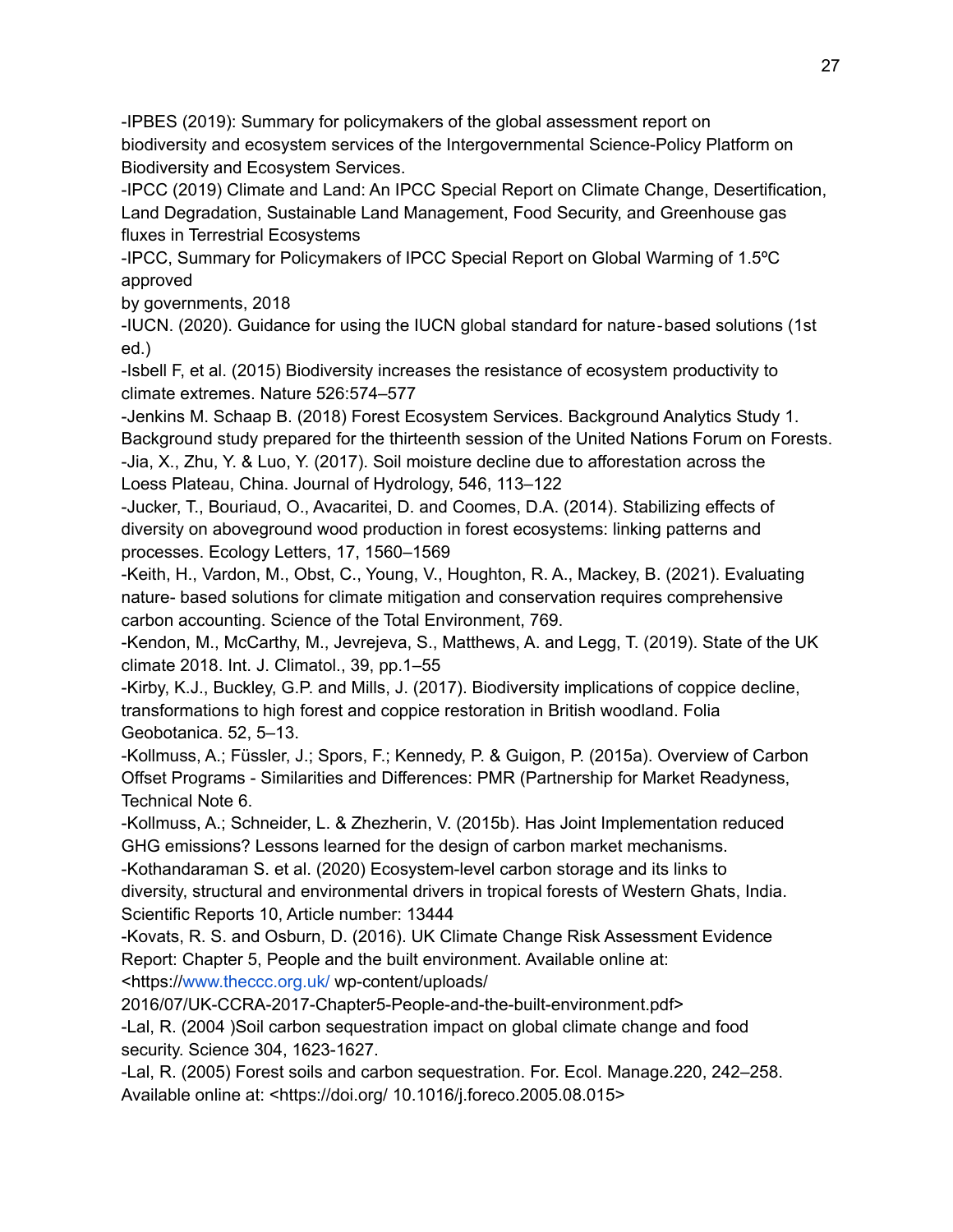-IPBES (2019): Summary for policymakers of the global assessment report on biodiversity and ecosystem services of the Intergovernmental Science-Policy Platform on Biodiversity and Ecosystem Services.

-IPCC (2019) Climate and Land: An IPCC Special Report on Climate Change, Desertification, Land Degradation, Sustainable Land Management, Food Security, and Greenhouse gas fluxes in Terrestrial Ecosystems

-IPCC, Summary for Policymakers of IPCC Special Report on Global Warming of 1.5ºC approved
by governments, 2018

-IUCN. (2020). Guidance for using the IUCN global standard for nature‑based solutions (1st ed.)

-Isbell F, et al. (2015) Biodiversity increases the resistance of ecosystem productivity to climate extremes. Nature 526:574–577

-Jenkins M. Schaap B. (2018) Forest Ecosystem Services. Background Analytics Study 1. Background study prepared for the thirteenth session of the United Nations Forum on Forests.

-Jia, X., Zhu, Y. & Luo, Y. (2017). Soil moisture decline due to afforestation across the Loess Plateau, China. Journal of Hydrology, 546, 113–122

-Jucker, T., Bouriaud, O., Avacaritei, D. and Coomes, D.A. (2014). Stabilizing effects of diversity on aboveground wood production in forest ecosystems: linking patterns and processes. Ecology Letters, 17, 1560–1569

-Keith, H., Vardon, M., Obst, C., Young, V., Houghton, R. A., Mackey, B. (2021). Evaluating nature- based solutions for climate mitigation and conservation requires comprehensive carbon accounting. Science of the Total Environment, 769.

-Kendon, M., McCarthy, M., Jevrejeva, S., Matthews, A. and Legg, T. (2019). State of the UK climate 2018. Int. J. Climatol., 39, pp.1–55

-Kirby, K.J., Buckley, G.P. and Mills, J. (2017). Biodiversity implications of coppice decline, transformations to high forest and coppice restoration in British woodland. Folia Geobotanica. 52, 5–13.

-Kollmuss, A.; Füssler, J.; Spors, F.; Kennedy, P. & Guigon, P. (2015a). Overview of Carbon Offset Programs - Similarities and Differences: PMR (Partnership for Market Readyness, Technical Note 6.

-Kollmuss, A.; Schneider, L. & Zhezherin, V. (2015b). Has Joint Implementation reduced GHG emissions? Lessons learned for the design of carbon market mechanisms.

-Kothandaraman S. et al. (2020) Ecosystem-level carbon storage and its links to diversity, structural and environmental drivers in tropical forests of Western Ghats, India. Scientific Reports 10, Article number: 13444

-Kovats, R. S. and Osburn, D. (2016). UK Climate Change Risk Assessment Evidence Report: Chapter 5, People and the built environment. Available online at: <https://www.theccc.org.uk/ wp-content/uploads/ 2016/07/UK-CCRA-2017-Chapter5-People-and-the-built-environment.pdf>

-Lal, R. (2004 )Soil carbon sequestration impact on global climate change and food security. Science 304, 1623-1627.

-Lal, R. (2005) Forest soils and carbon sequestration. For. Ecol. Manage.220, 242–258. Available online at: <https://doi.org/ 10.1016/j.foreco.2005.08.015>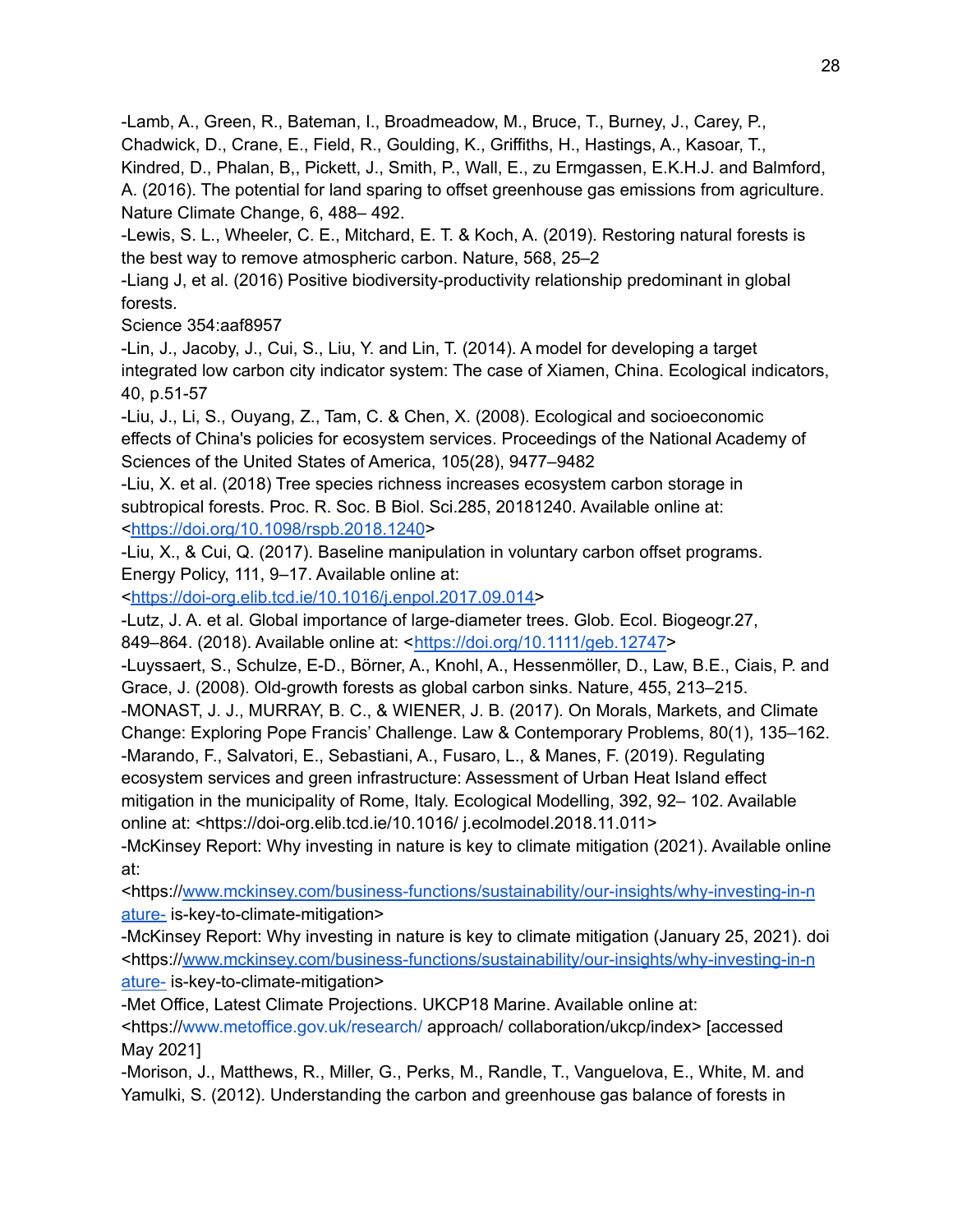-Lamb, A., Green, R., Bateman, I., Broadmeadow, M., Bruce, T., Burney, J., Carey, P., Chadwick, D., Crane, E., Field, R., Goulding, K., Griffiths, H., Hastings, A., Kasoar, T., Kindred, D., Phalan, B,, Pickett, J., Smith, P., Wall, E., zu Ermgassen, E.K.H.J. and Balmford, A. (2016). The potential for land sparing to offset greenhouse gas emissions from agriculture. Nature Climate Change, 6, 488– 492.

-Lewis, S. L., Wheeler, C. E., Mitchard, E. T. & Koch, A. (2019). Restoring natural forests is the best way to remove atmospheric carbon. Nature, 568, 25–2

-Liang J, et al. (2016) Positive biodiversity-productivity relationship predominant in global forests.
Science 354:aaf8957

-Lin, J., Jacoby, J., Cui, S., Liu, Y. and Lin, T. (2014). A model for developing a target integrated low carbon city indicator system: The case of Xiamen, China. Ecological indicators, 40, p.51-57

-Liu, J., Li, S., Ouyang, Z., Tam, C. & Chen, X. (2008). Ecological and socioeconomic effects of China's policies for ecosystem services. Proceedings of the National Academy of Sciences of the United States of America, 105(28), 9477–9482

-Liu, X. et al. (2018) Tree species richness increases ecosystem carbon storage in subtropical forests. Proc. R. Soc. B Biol. Sci.285, 20181240. Available online at: <https://doi.org/10.1098/rspb.2018.1240>

-Liu, X., & Cui, Q. (2017). Baseline manipulation in voluntary carbon offset programs. Energy Policy, 111, 9–17. Available online at: <https://doi-org.elib.tcd.ie/10.1016/j.enpol.2017.09.014>

-Lutz, J. A. et al. Global importance of large-diameter trees. Glob. Ecol. Biogeogr.27, 849–864. (2018). Available online at: <https://doi.org/10.1111/geb.12747>

-Luyssaert, S., Schulze, E-D., Börner, A., Knohl, A., Hessenmöller, D., Law, B.E., Ciais, P. and Grace, J. (2008). Old-growth forests as global carbon sinks. Nature, 455, 213–215.

-MONAST, J. J., MURRAY, B. C., & WIENER, J. B. (2017). On Morals, Markets, and Climate Change: Exploring Pope Francis' Challenge. Law & Contemporary Problems, 80(1), 135–162.

-Marando, F., Salvatori, E., Sebastiani, A., Fusaro, L., & Manes, F. (2019). Regulating ecosystem services and green infrastructure: Assessment of Urban Heat Island effect mitigation in the municipality of Rome, Italy. Ecological Modelling, 392, 92– 102. Available online at: <https://doi-org.elib.tcd.ie/10.1016/ j.ecolmodel.2018.11.011>

-McKinsey Report: Why investing in nature is key to climate mitigation (2021). Available online at:
<https://www.mckinsey.com/business-functions/sustainability/our-insights/why-investing-in-nature- is-key-to-climate-mitigation>

-McKinsey Report: Why investing in nature is key to climate mitigation (January 25, 2021). doi <https://www.mckinsey.com/business-functions/sustainability/our-insights/why-investing-in-nature- is-key-to-climate-mitigation>

-Met Office, Latest Climate Projections. UKCP18 Marine. Available online at: <https://www.metoffice.gov.uk/research/ approach/ collaboration/ukcp/index> [accessed May 2021]

-Morison, J., Matthews, R., Miller, G., Perks, M., Randle, T., Vanguelova, E., White, M. and Yamulki, S. (2012). Understanding the carbon and greenhouse gas balance of forests in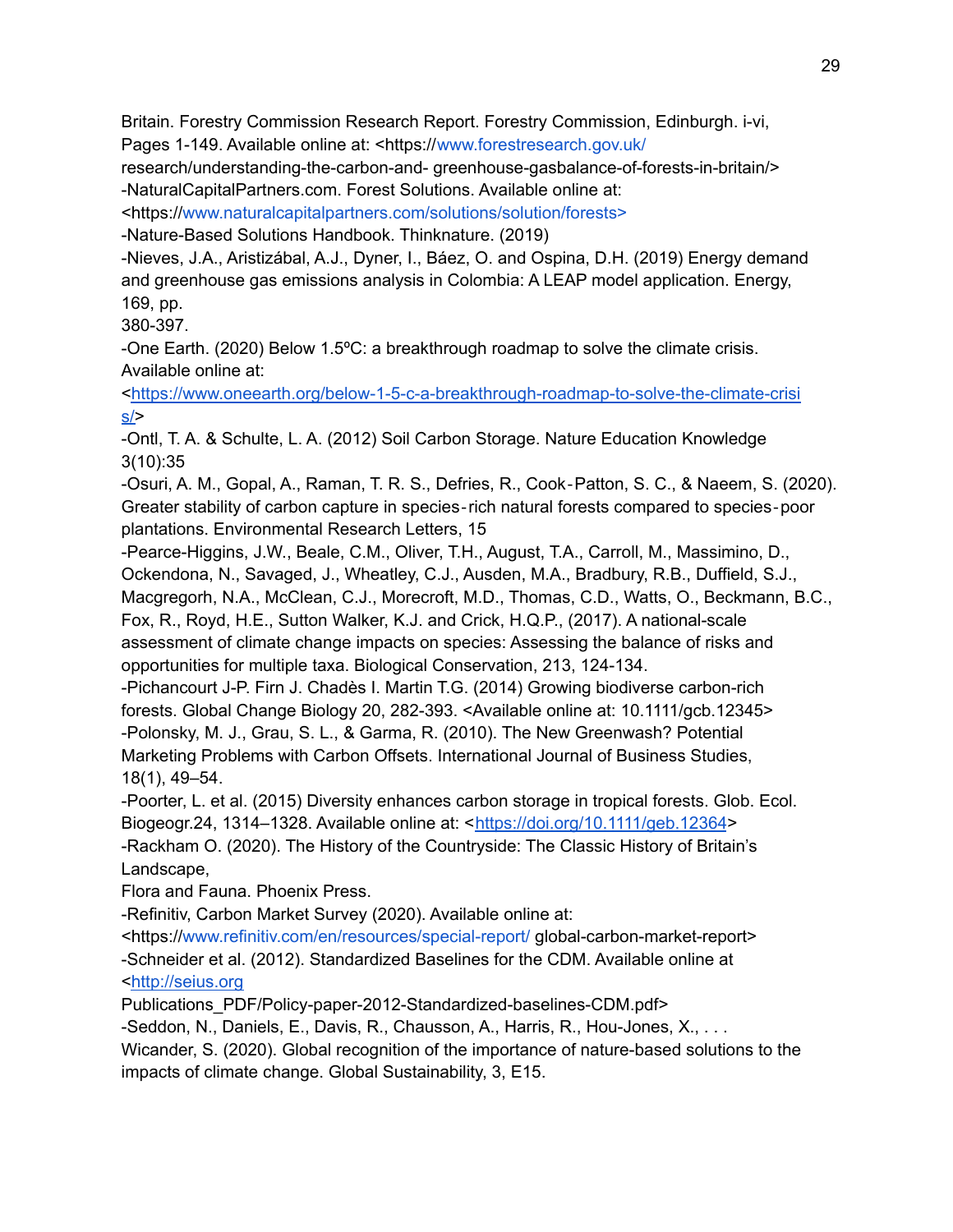Britain. Forestry Commission Research Report. Forestry Commission, Edinburgh. i-vi, Pages 1-149. Available online at: <https://www.forestresearch.gov.uk/ research/understanding-the-carbon-and- greenhouse-gasbalance-of-forests-in-britain/>

-NaturalCapitalPartners.com. Forest Solutions. Available online at: <https://www.naturalcapitalpartners.com/solutions/solution/forests>

-Nature-Based Solutions Handbook. Thinknature. (2019)

-Nieves, J.A., Aristizábal, A.J., Dyner, I., Báez, O. and Ospina, D.H. (2019) Energy demand and greenhouse gas emissions analysis in Colombia: A LEAP model application. Energy, 169, pp. 380-397.

-One Earth. (2020) Below 1.5ºC: a breakthrough roadmap to solve the climate crisis. Available online at: <https://www.oneearth.org/below-1-5-c-a-breakthrough-roadmap-to-solve-the-climate-crisis/>

-Ontl, T. A. & Schulte, L. A. (2012) Soil Carbon Storage. Nature Education Knowledge 3(10):35

-Osuri, A. M., Gopal, A., Raman, T. R. S., Defries, R., Cook‐Patton, S. C., & Naeem, S. (2020). Greater stability of carbon capture in species‐rich natural forests compared to species‐poor plantations. Environmental Research Letters, 15

-Pearce-Higgins, J.W., Beale, C.M., Oliver, T.H., August, T.A., Carroll, M., Massimino, D., Ockendona, N., Savaged, J., Wheatley, C.J., Ausden, M.A., Bradbury, R.B., Duffield, S.J., Macgregorh, N.A., McClean, C.J., Morecroft, M.D., Thomas, C.D., Watts, O., Beckmann, B.C., Fox, R., Royd, H.E., Sutton Walker, K.J. and Crick, H.Q.P., (2017). A national-scale assessment of climate change impacts on species: Assessing the balance of risks and opportunities for multiple taxa. Biological Conservation, 213, 124-134.

-Pichancourt J-P. Firn J. Chadès I. Martin T.G. (2014) Growing biodiverse carbon-rich forests. Global Change Biology 20, 282-393. <Available online at: 10.1111/gcb.12345>

-Polonsky, M. J., Grau, S. L., & Garma, R. (2010). The New Greenwash? Potential Marketing Problems with Carbon Offsets. International Journal of Business Studies, 18(1), 49–54.

-Poorter, L. et al. (2015) Diversity enhances carbon storage in tropical forests. Glob. Ecol. Biogeogr.24, 1314–1328. Available online at: <https://doi.org/10.1111/geb.12364>

-Rackham O. (2020). The History of the Countryside: The Classic History of Britain's Landscape, Flora and Fauna. Phoenix Press.

-Refinitiv, Carbon Market Survey (2020). Available online at: <https://www.refinitiv.com/en/resources/special-report/ global-carbon-market-report>

-Schneider et al. (2012). Standardized Baselines for the CDM. Available online at <http://seius.org Publications_PDF/Policy-paper-2012-Standardized-baselines-CDM.pdf>

-Seddon, N., Daniels, E., Davis, R., Chausson, A., Harris, R., Hou-Jones, X., . . . Wicander, S. (2020). Global recognition of the importance of nature-based solutions to the impacts of climate change. Global Sustainability, 3, E15.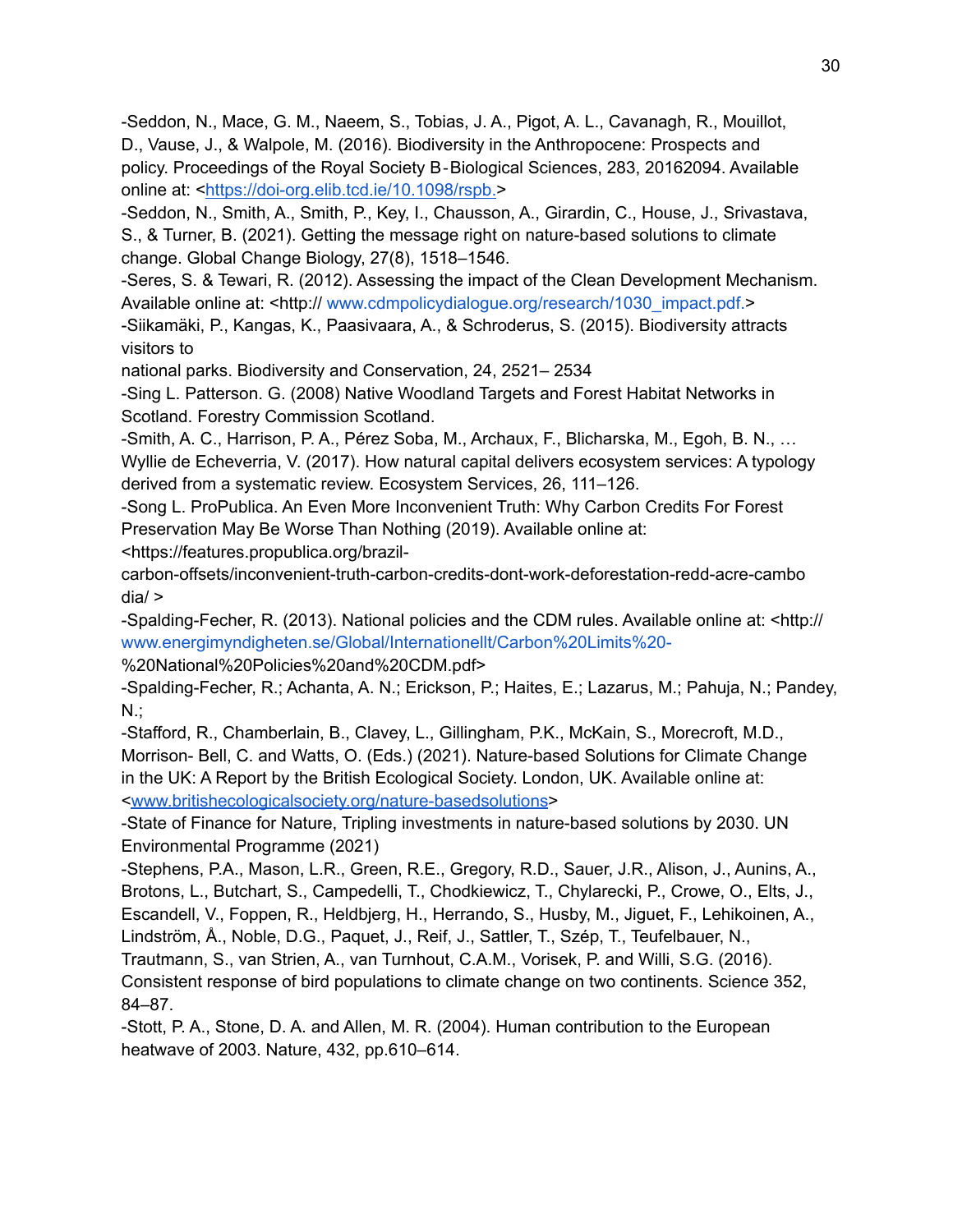-Seddon, N., Mace, G. M., Naeem, S., Tobias, J. A., Pigot, A. L., Cavanagh, R., Mouillot, D., Vause, J., & Walpole, M. (2016). Biodiversity in the Anthropocene: Prospects and policy. Proceedings of the Royal Society B‐Biological Sciences, 283, 20162094. Available online at: <https://doi-org.elib.tcd.ie/10.1098/rspb.>

-Seddon, N., Smith, A., Smith, P., Key, I., Chausson, A., Girardin, C., House, J., Srivastava, S., & Turner, B. (2021). Getting the message right on nature‐based solutions to climate change. Global Change Biology, 27(8), 1518–1546.

-Seres, S. & Tewari, R. (2012). Assessing the impact of the Clean Development Mechanism. Available online at: <http:// www.cdmpolicydialogue.org/research/1030_impact.pdf.>

-Siikamäki, P., Kangas, K., Paasivaara, A., & Schroderus, S. (2015). Biodiversity attracts visitors to
national parks. Biodiversity and Conservation, 24, 2521– 2534

-Sing L. Patterson. G. (2008) Native Woodland Targets and Forest Habitat Networks in Scotland. Forestry Commission Scotland.

-Smith, A. C., Harrison, P. A., Pérez Soba, M., Archaux, F., Blicharska, M., Egoh, B. N., … Wyllie de Echeverria, V. (2017). How natural capital delivers ecosystem services: A typology derived from a systematic review. Ecosystem Services, 26, 111–126.

-Song L. ProPublica. An Even More Inconvenient Truth: Why Carbon Credits For Forest Preservation May Be Worse Than Nothing (2019). Available online at:
<https://features.propublica.org/brazil-carbon-offsets/inconvenient-truth-carbon-credits-dont-work-deforestation-redd-acre-cambodia/ >

-Spalding-Fecher, R. (2013). National policies and the CDM rules. Available online at: <http:// www.energimyndigheten.se/Global/Internationellt/Carbon%20Limits%20-%20National%20Policies%20and%20CDM.pdf>

-Spalding-Fecher, R.; Achanta, A. N.; Erickson, P.; Haites, E.; Lazarus, M.; Pahuja, N.; Pandey, N.;

-Stafford, R., Chamberlain, B., Clavey, L., Gillingham, P.K., McKain, S., Morecroft, M.D., Morrison- Bell, C. and Watts, O. (Eds.) (2021). Nature-based Solutions for Climate Change in the UK: A Report by the British Ecological Society. London, UK. Available online at: <www.britishecologicalsociety.org/nature-basedsolutions>

-State of Finance for Nature, Tripling investments in nature-based solutions by 2030. UN Environmental Programme (2021)

-Stephens, P.A., Mason, L.R., Green, R.E., Gregory, R.D., Sauer, J.R., Alison, J., Aunins, A., Brotons, L., Butchart, S., Campedelli, T., Chodkiewicz, T., Chylarecki, P., Crowe, O., Elts, J., Escandell, V., Foppen, R., Heldbjerg, H., Herrando, S., Husby, M., Jiguet, F., Lehikoinen, A., Lindström, Å., Noble, D.G., Paquet, J., Reif, J., Sattler, T., Szép, T., Teufelbauer, N., Trautmann, S., van Strien, A., van Turnhout, C.A.M., Vorisek, P. and Willi, S.G. (2016). Consistent response of bird populations to climate change on two continents. Science 352, 84–87.

-Stott, P. A., Stone, D. A. and Allen, M. R. (2004). Human contribution to the European heatwave of 2003. Nature, 432, pp.610–614.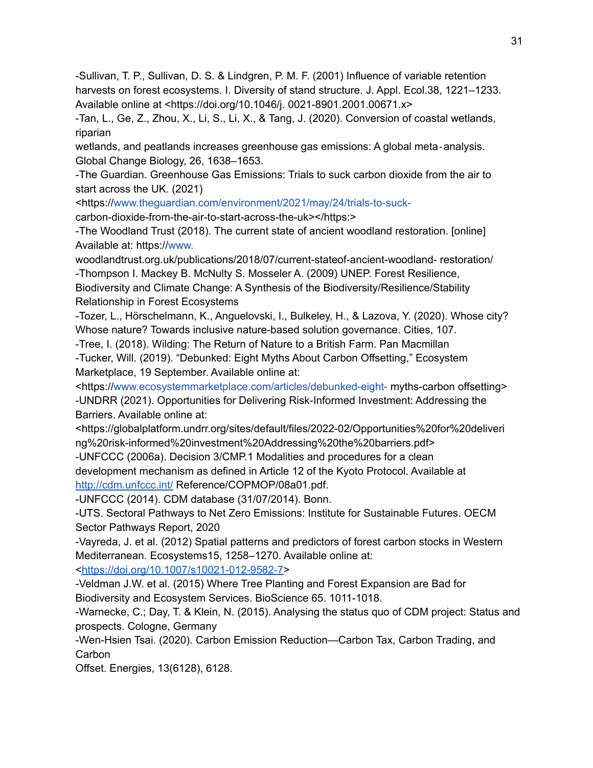-Sullivan, T. P., Sullivan, D. S. & Lindgren, P. M. F. (2001) Influence of variable retention harvests on forest ecosystems. I. Diversity of stand structure. J. Appl. Ecol.38, 1221–1233. Available online at <https://doi.org/10.1046/j. 0021-8901.2001.00671.x>

-Tan, L., Ge, Z., Zhou, X., Li, S., Li, X., & Tang, J. (2020). Conversion of coastal wetlands, riparian wetlands, and peatlands increases greenhouse gas emissions: A global meta‐analysis. Global Change Biology, 26, 1638–1653.

-The Guardian. Greenhouse Gas Emissions: Trials to suck carbon dioxide from the air to start across the UK. (2021) <https://www.theguardian.com/environment/2021/may/24/trials-to-suck-carbon-dioxide-from-the-air-to-start-across-the-uk></https:>

-The Woodland Trust (2018). The current state of ancient woodland restoration. [online] Available at: https://www. woodlandtrust.org.uk/publications/2018/07/current-stateof-ancient-woodland- restoration/

-Thompson I. Mackey B. McNulty S. Mosseler A. (2009) UNEP. Forest Resilience, Biodiversity and Climate Change: A Synthesis of the Biodiversity/Resilience/Stability Relationship in Forest Ecosystems

-Tozer, L., Hörschelmann, K., Anguelovski, I., Bulkeley, H., & Lazova, Y. (2020). Whose city? Whose nature? Towards inclusive nature-based solution governance. Cities, 107.

-Tree, I. (2018). Wilding: The Return of Nature to a British Farm. Pan Macmillan

-Tucker, Will. (2019). "Debunked: Eight Myths About Carbon Offsetting," Ecosystem Marketplace, 19 September. Available online at: <https://www.ecosystemmarketplace.com/articles/debunked-eight- myths-carbon offsetting>

-UNDRR (2021). Opportunities for Delivering Risk-Informed Investment: Addressing the Barriers. Available online at: <https://globalplatform.undrr.org/sites/default/files/2022-02/Opportunities%20for%20delivering%20risk-informed%20investment%20Addressing%20the%20barriers.pdf>

-UNFCCC (2006a). Decision 3/CMP.1 Modalities and procedures for a clean development mechanism as defined in Article 12 of the Kyoto Protocol. Available at http://cdm.unfccc.int/ Reference/COPMOP/08a01.pdf.

-UNFCCC (2014). CDM database (31/07/2014). Bonn.

-UTS. Sectoral Pathways to Net Zero Emissions: Institute for Sustainable Futures. OECM Sector Pathways Report, 2020

-Vayreda, J. et al. (2012) Spatial patterns and predictors of forest carbon stocks in Western Mediterranean. Ecosystems15, 1258–1270. Available online at: <https://doi.org/10.1007/s10021-012-9582-7>

-Veldman J.W. et al. (2015) Where Tree Planting and Forest Expansion are Bad for Biodiversity and Ecosystem Services. BioScience 65. 1011-1018.

-Warnecke, C.; Day, T. & Klein, N. (2015). Analysing the status quo of CDM project: Status and prospects. Cologne, Germany

-Wen-Hsien Tsai. (2020). Carbon Emission Reduction—Carbon Tax, Carbon Trading, and Carbon Offset. Energies, 13(6128), 6128.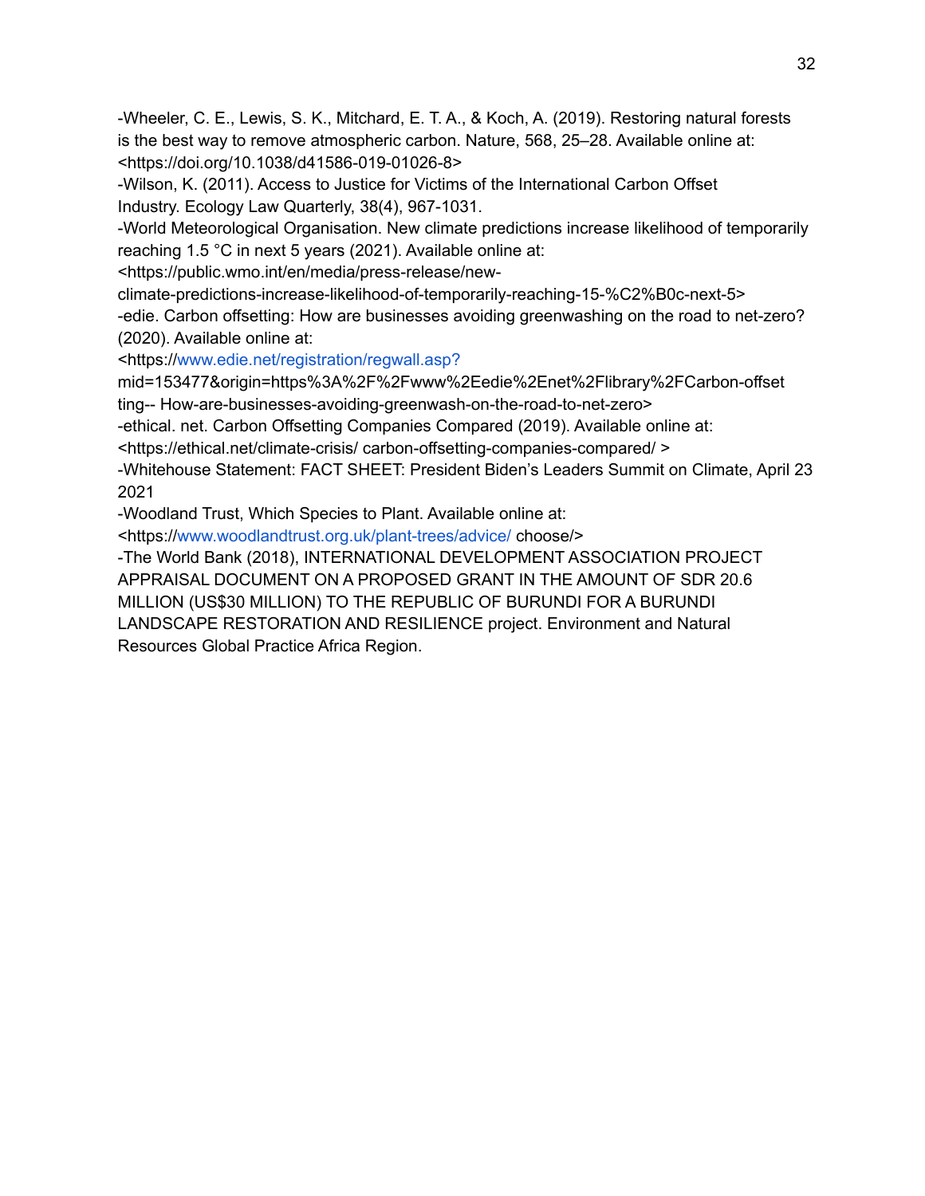-Wheeler, C. E., Lewis, S. K., Mitchard, E. T. A., & Koch, A. (2019). Restoring natural forests is the best way to remove atmospheric carbon. Nature, 568, 25–28. Available online at: <https://doi.org/10.1038/d41586-019-01026-8>

-Wilson, K. (2011). Access to Justice for Victims of the International Carbon Offset Industry. Ecology Law Quarterly, 38(4), 967-1031.

-World Meteorological Organisation. New climate predictions increase likelihood of temporarily reaching 1.5 °C in next 5 years (2021). Available online at: <https://public.wmo.int/en/media/press-release/new-climate-predictions-increase-likelihood-of-temporarily-reaching-15-%C2%B0c-next-5>

-edie. Carbon offsetting: How are businesses avoiding greenwashing on the road to net-zero? (2020). Available online at: <https://www.edie.net/registration/regwall.asp?mid=153477&origin=https%3A%2F%2Fwww%2Eedie%2Enet%2Flibrary%2FCarbon-offsetting-- How-are-businesses-avoiding-greenwash-on-the-road-to-net-zero>

-ethical. net. Carbon Offsetting Companies Compared (2019). Available online at: <https://ethical.net/climate-crisis/ carbon-offsetting-companies-compared/ >

-Whitehouse Statement: FACT SHEET: President Biden's Leaders Summit on Climate, April 23 2021

-Woodland Trust, Which Species to Plant. Available online at: <https://www.woodlandtrust.org.uk/plant-trees/advice/ choose/>

-The World Bank (2018), INTERNATIONAL DEVELOPMENT ASSOCIATION PROJECT APPRAISAL DOCUMENT ON A PROPOSED GRANT IN THE AMOUNT OF SDR 20.6 MILLION (US$30 MILLION) TO THE REPUBLIC OF BURUNDI FOR A BURUNDI LANDSCAPE RESTORATION AND RESILIENCE project. Environment and Natural Resources Global Practice Africa Region.